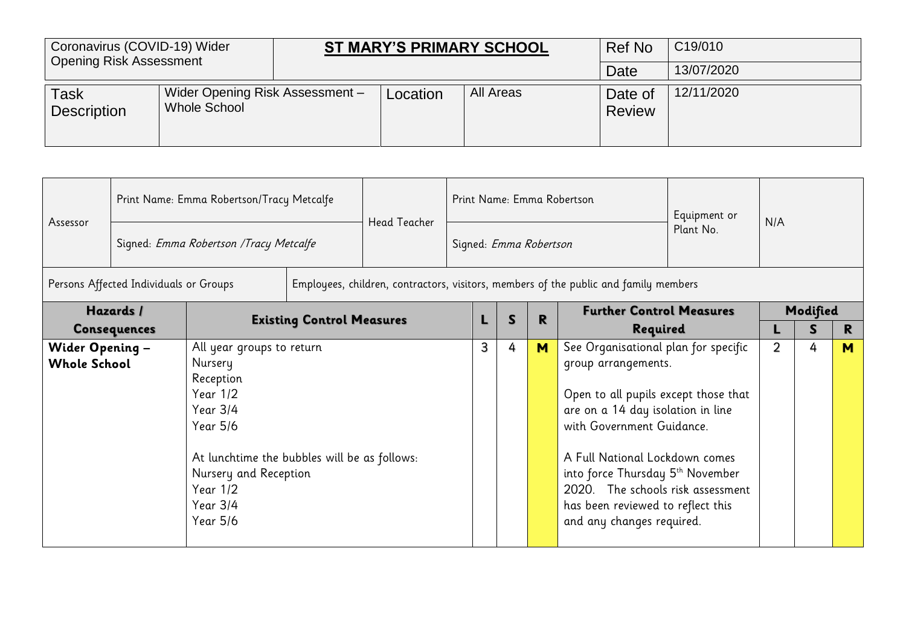| Coronavirus (COVID-19) Wider Opening Risk Assessment | **ST MARY'S PRIMARY SCHOOL** | | | Ref No | C19/010 |
|---|---|---|---|---|---|
| | | | | Date | 13/07/2020 |
| Task Description | Wider Opening Risk Assessment – Whole School | Location | All Areas | Date of Review | 12/11/2020 |

| Assessor | Print Name: Emma Robertson/Tracy Metcalfe | Head Teacher | Print Name: Emma Robertson | Equipment or Plant No. | N/A |
|---|---|---|---|---|---|
| | Signed: *Emma Robertson /Tracy Metcalfe* | | Signed: *Emma Robertson* | | |

| Persons Affected Individuals or Groups | Employees, children, contractors, visitors, members of the public and family members |
|---|---|

| **Hazards / Consequences** | **Existing Control Measures** | **L** | **S** | **R** | **Further Control Measures Required** | **Modified** | | |
|---|---|---|---|---|---|---|---|---|
| | | | | | | **L** | **S** | **R** |
| **Wider Opening – Whole School** | All year groups to return<br>Nursery<br>Reception<br>Year 1/2<br>Year 3/4<br>Year 5/6<br><br>At lunchtime the bubbles will be as follows:<br>Nursery and Reception<br>Year 1/2<br>Year 3/4<br>Year 5/6 | 3 | 4 | **M** | See Organisational plan for specific group arrangements.<br><br>Open to all pupils except those that are on a 14 day isolation in line with Government Guidance.<br><br>A Full National Lockdown comes into force Thursday 5th November 2020. The schools risk assessment has been reviewed to reflect this and any changes required. | 2 | 4 | **M** |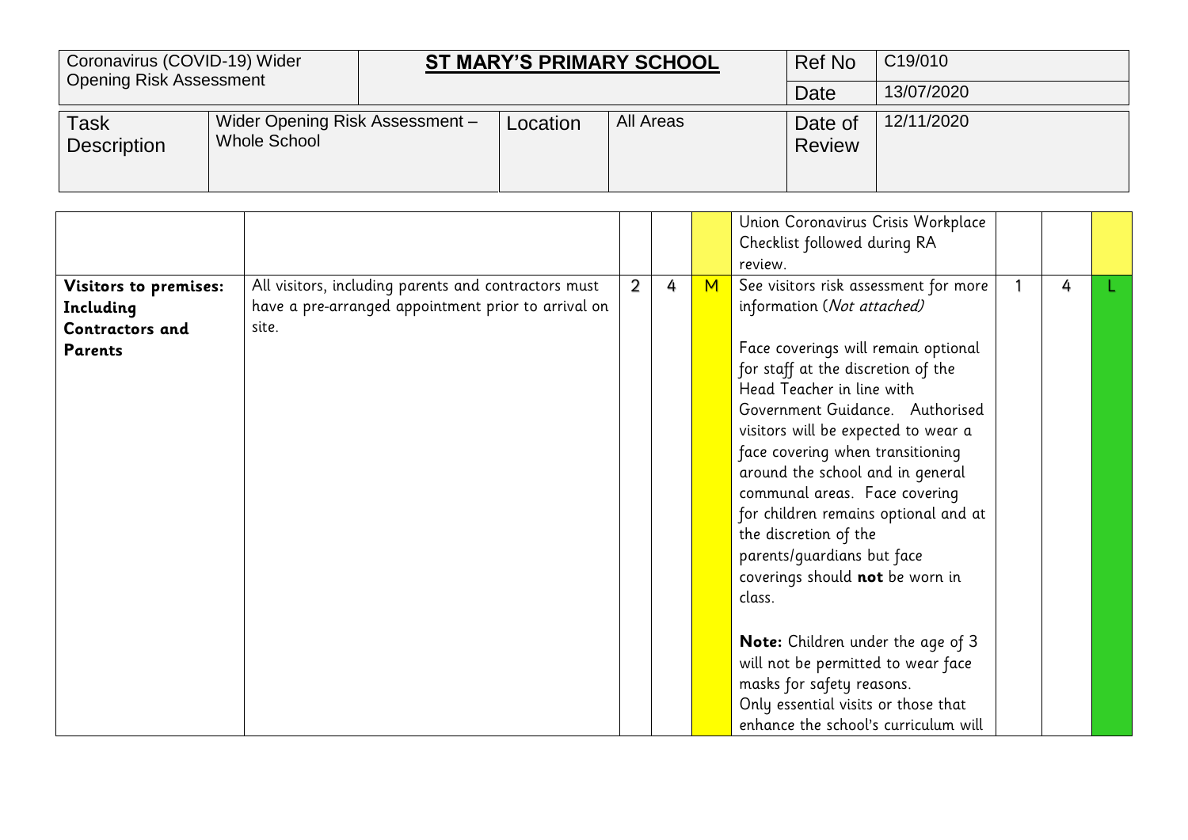| Coronavirus (COVID-19) Wider Opening Risk Assessment | | **ST MARY'S PRIMARY SCHOOL** | | Ref No | C19/010 |
|---|---|---|---|---|---|
| | | | | Date | 13/07/2020 |
| Task Description | Wider Opening Risk Assessment – Whole School | Location | All Areas | Date of Review | 12/11/2020 |

| | | | | | | | | |
|---|---|---|---|---|---|---|---|---|
| | | | | | Union Coronavirus Crisis Workplace Checklist followed during RA review. | | | |
| **Visitors to premises: Including Contractors and Parents** | All visitors, including parents and contractors must have a pre-arranged appointment prior to arrival on site. | 2 | 4 | M | See visitors risk assessment for more information (*Not attached*)<br><br>Face coverings will remain optional for staff at the discretion of the Head Teacher in line with Government Guidance. Authorised visitors will be expected to wear a face covering when transitioning around the school and in general communal areas. Face covering for children remains optional and at the discretion of the parents/guardians but face coverings should **not** be worn in class.<br><br>**Note:** Children under the age of 3 will not be permitted to wear face masks for safety reasons.<br>Only essential visits or those that enhance the school's curriculum will | 1 | 4 | L |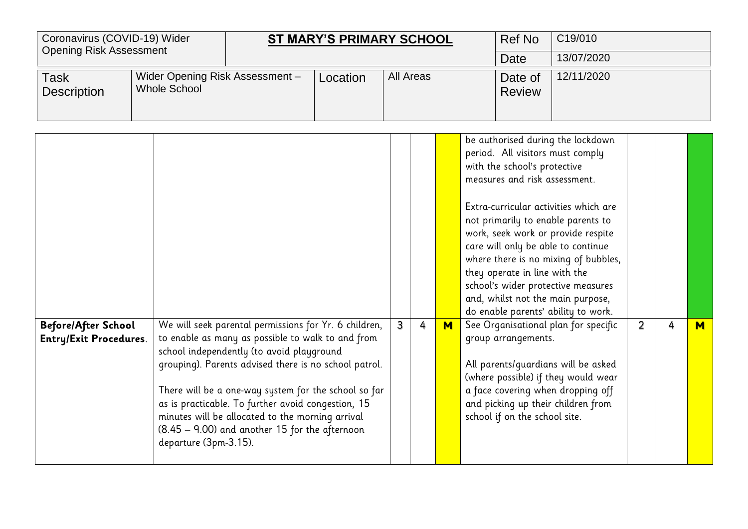| Coronavirus (COVID-19) Wider Opening Risk Assessment | **ST MARY'S PRIMARY SCHOOL** | Ref No | C19/010 |
|---|---|---|---|
| | | Date | 13/07/2020 |

| Task Description | Wider Opening Risk Assessment – Whole School | Location | All Areas | Date of Review | 12/11/2020 |
|---|---|---|---|---|---|

| | | | | | | | | |
|---|---|---|---|---|---|---|---|---|
| | | | | | be authorised during the lockdown period. All visitors must comply with the school's protective measures and risk assessment.<br><br>Extra-curricular activities which are not primarily to enable parents to work, seek work or provide respite care will only be able to continue where there is no mixing of bubbles, they operate in line with the school's wider protective measures and, whilst not the main purpose, do enable parents' ability to work. | | | |
| **Before/After School Entry/Exit Procedures**. | We will seek parental permissions for Yr. 6 children, to enable as many as possible to walk to and from school independently (to avoid playground grouping). Parents advised there is no school patrol.<br><br>There will be a one-way system for the school so far as is practicable. To further avoid congestion, 15 minutes will be allocated to the morning arrival (8.45 – 9.00) and another 15 for the afternoon departure (3pm-3.15). | 3 | 4 | **M** | See Organisational plan for specific group arrangements.<br><br>All parents/guardians will be asked (where possible) if they would wear a face covering when dropping off and picking up their children from school if on the school site. | 2 | 4 | **M** |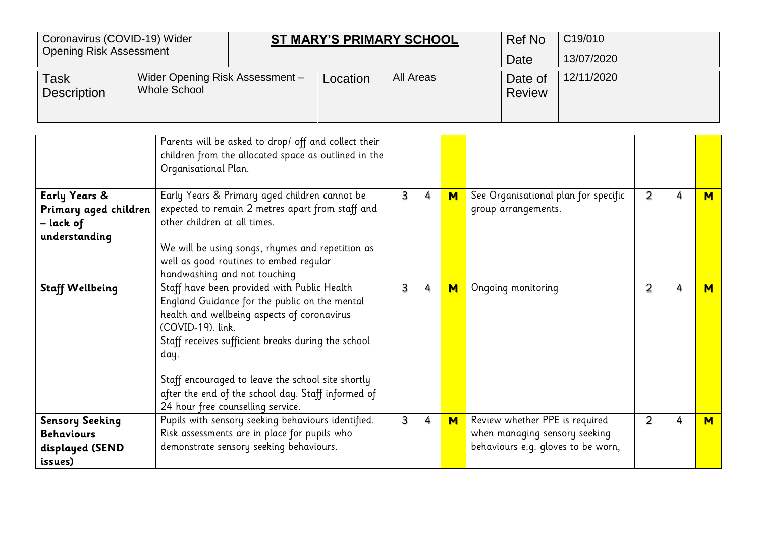| Coronavirus (COVID-19) Wider Opening Risk Assessment | | **ST MARY'S PRIMARY SCHOOL** | | Ref No | C19/010 |
|---|---|---|---|---|---|
| | | | | Date | 13/07/2020 |
| Task Description | Wider Opening Risk Assessment – Whole School | Location | All Areas | Date of Review | 12/11/2020 |

| | | | | | | | | |
|---|---|---|---|---|---|---|---|---|
| | Parents will be asked to drop/ off and collect their children from the allocated space as outlined in the Organisational Plan. | | | | | | | |
| **Early Years & Primary aged children – lack of understanding** | Early Years & Primary aged children cannot be expected to remain 2 metres apart from staff and other children at all times.<br><br>We will be using songs, rhymes and repetition as well as good routines to embed regular handwashing and not touching | 3 | 4 | **M** | See Organisational plan for specific group arrangements. | 2 | 4 | **M** |
| **Staff Wellbeing** | Staff have been provided with Public Health England Guidance for the public on the mental health and wellbeing aspects of coronavirus (COVID-19). link.<br>Staff receives sufficient breaks during the school day.<br><br>Staff encouraged to leave the school site shortly after the end of the school day. Staff informed of 24 hour free counselling service. | 3 | 4 | **M** | Ongoing monitoring | 2 | 4 | **M** |
| **Sensory Seeking Behaviours displayed (SEND issues)** | Pupils with sensory seeking behaviours identified. Risk assessments are in place for pupils who demonstrate sensory seeking behaviours. | 3 | 4 | **M** | Review whether PPE is required when managing sensory seeking behaviours e.g. gloves to be worn, | 2 | 4 | **M** |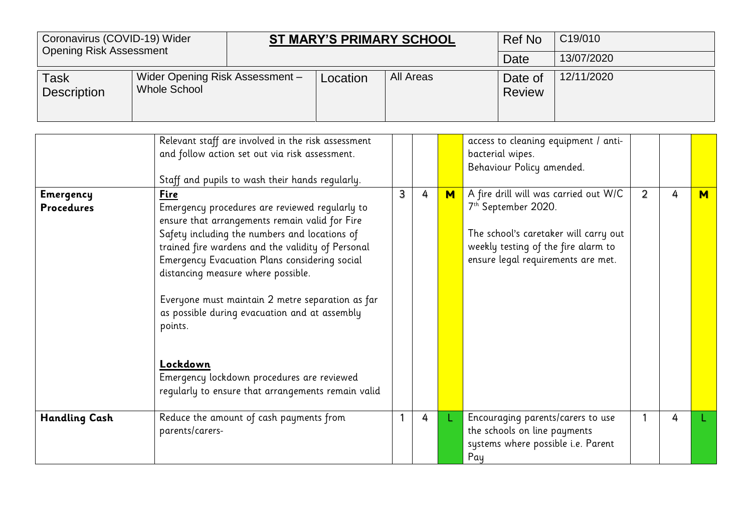| Coronavirus (COVID-19) Wider Opening Risk Assessment | | ST MARY'S PRIMARY SCHOOL | | Ref No | C19/010 |
|---|---|---|---|---|---|
| | | | | Date | 13/07/2020 |
| Task Description | Wider Opening Risk Assessment – Whole School | Location | All Areas | Date of Review | 12/11/2020 |

| | | | | | | | | |
|---|---|---|---|---|---|---|---|---|
| | Relevant staff are involved in the risk assessment and follow action set out via risk assessment.<br><br>Staff and pupils to wash their hands regularly. | | | | access to cleaning equipment / anti-bacterial wipes.<br>Behaviour Policy amended. | | | |
| **Emergency Procedures** | **Fire**<br>Emergency procedures are reviewed regularly to ensure that arrangements remain valid for Fire Safety including the numbers and locations of trained fire wardens and the validity of Personal Emergency Evacuation Plans considering social distancing measure where possible.<br><br>Everyone must maintain 2 metre separation as far as possible during evacuation and at assembly points.<br><br>**Lockdown**<br>Emergency lockdown procedures are reviewed regularly to ensure that arrangements remain valid | 3 | 4 | M | A fire drill will was carried out W/C 7th September 2020.<br><br>The school's caretaker will carry out weekly testing of the fire alarm to ensure legal requirements are met. | 2 | 4 | M |
| **Handling Cash** | Reduce the amount of cash payments from parents/carers- | 1 | 4 | L | Encouraging parents/carers to use the schools on line payments systems where possible i.e. Parent Pay | 1 | 4 | L |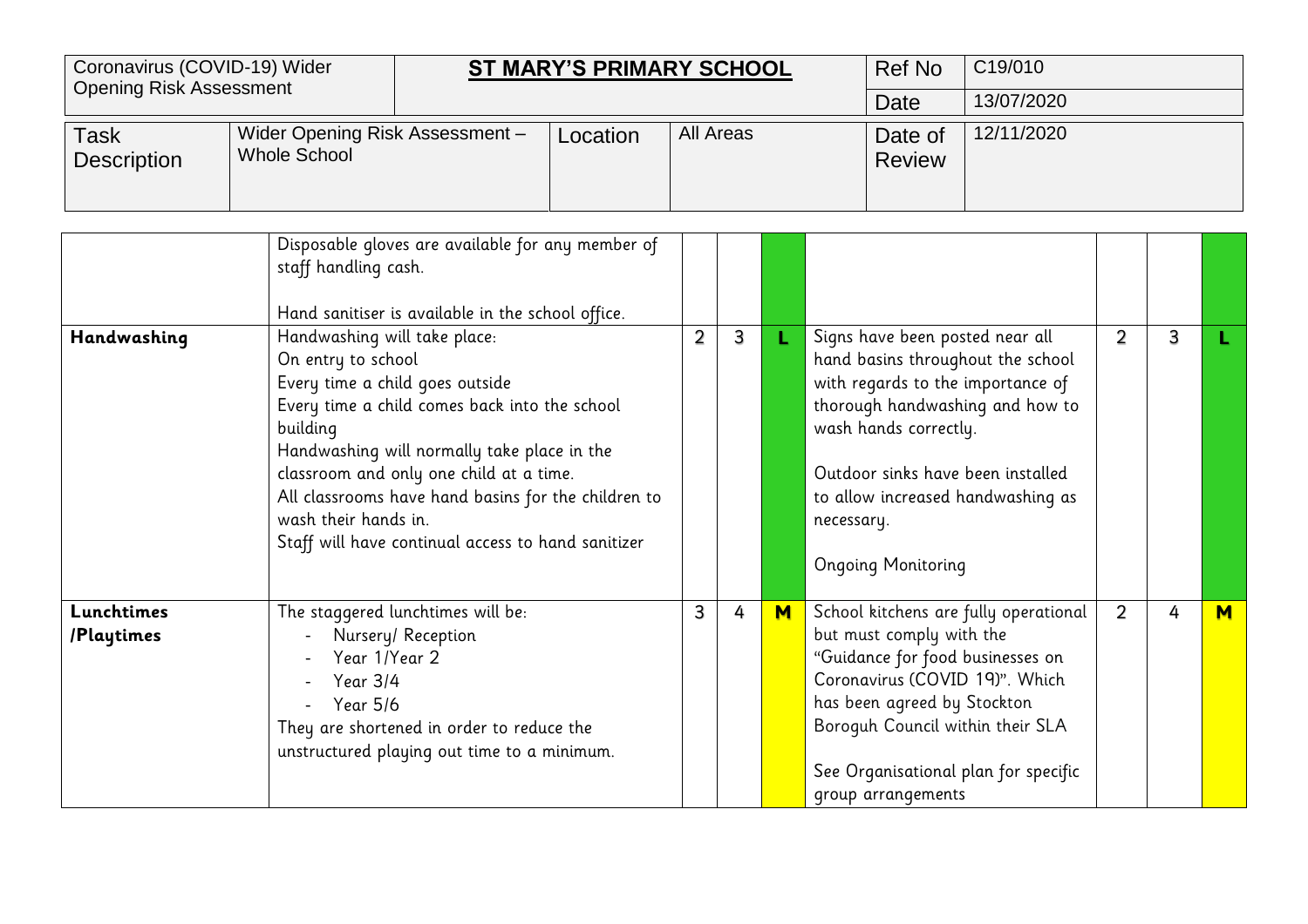| Coronavirus (COVID-19) Wider Opening Risk Assessment | **ST MARY'S PRIMARY SCHOOL** | | | Ref No | C19/010 |
|---|---|---|---|---|---|
| | | | | Date | 13/07/2020 |
| Task Description | Wider Opening Risk Assessment – Whole School | Location | All Areas | Date of Review | 12/11/2020 |

| | | | | | | | | |
|---|---|---|---|---|---|---|---|---|
| | Disposable gloves are available for any member of staff handling cash.<br><br>Hand sanitiser is available in the school office. | | | | | | | |
| **Handwashing** | Handwashing will take place:<br>On entry to school<br>Every time a child goes outside<br>Every time a child comes back into the school building<br>Handwashing will normally take place in the classroom and only one child at a time.<br>All classrooms have hand basins for the children to wash their hands in.<br>Staff will have continual access to hand sanitizer | 2 | 3 | L | Signs have been posted near all hand basins throughout the school with regards to the importance of thorough handwashing and how to wash hands correctly.<br><br>Outdoor sinks have been installed to allow increased handwashing as necessary.<br><br>Ongoing Monitoring | 2 | 3 | L |
| **Lunchtimes /Playtimes** | The staggered lunchtimes will be:<br>- Nursery/ Reception<br>- Year 1/Year 2<br>- Year 3/4<br>- Year 5/6<br>They are shortened in order to reduce the unstructured playing out time to a minimum. | 3 | 4 | M | School kitchens are fully operational but must comply with the "Guidance for food businesses on Coronavirus (COVID 19)". Which has been agreed by Stockton Boroguh Council within their SLA<br><br>See Organisational plan for specific group arrangements | 2 | 4 | M |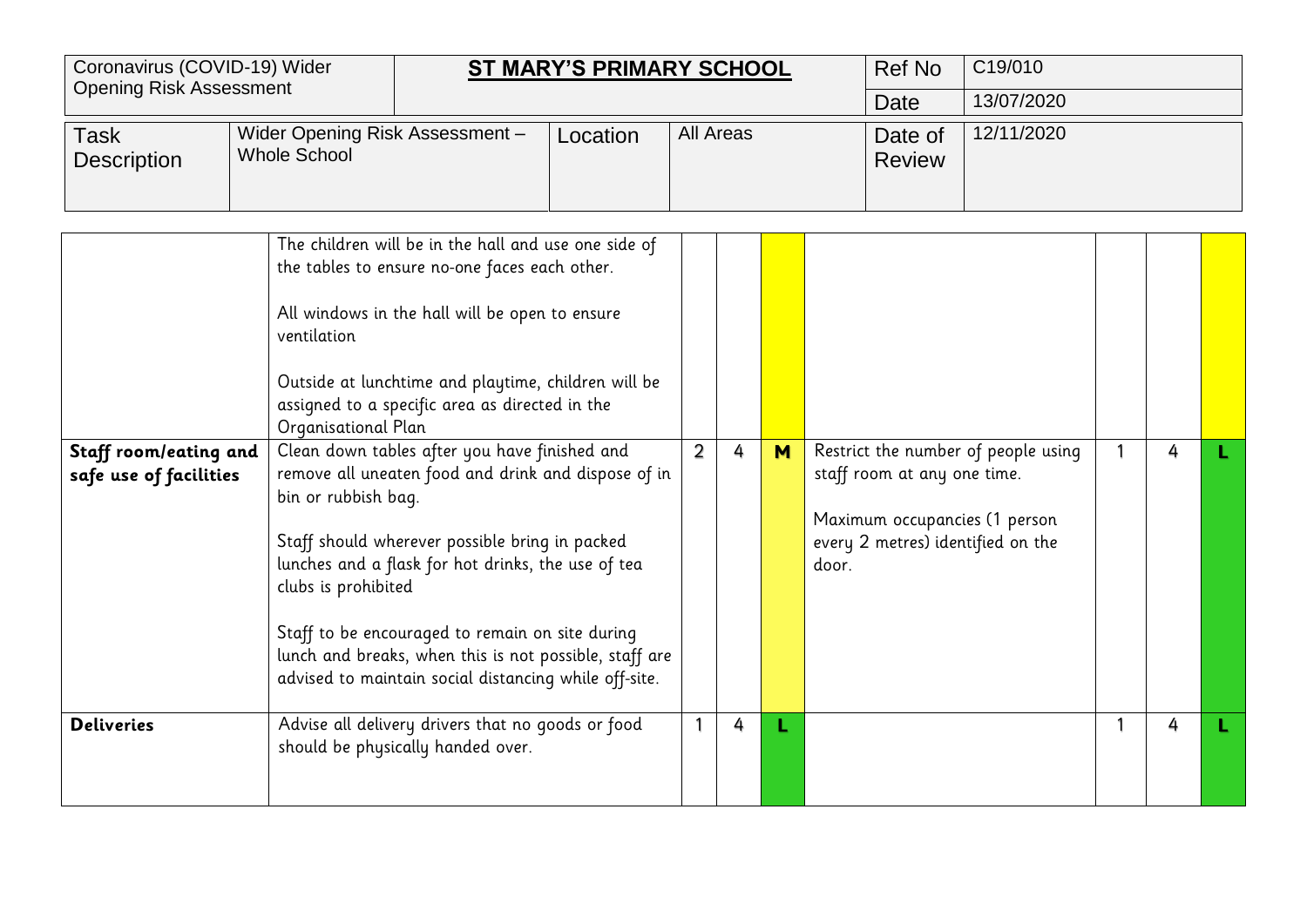| Coronavirus (COVID-19) Wider Opening Risk Assessment | **ST MARY'S PRIMARY SCHOOL** | | | Ref No | C19/010 |
|---|---|---|---|---|---|
| | | | | Date | 13/07/2020 |
| Task Description | Wider Opening Risk Assessment – Whole School | Location | All Areas | Date of Review | 12/11/2020 |

| | | | | | | | | |
|---|---|---|---|---|---|---|---|---|
| | The children will be in the hall and use one side of the tables to ensure no-one faces each other.<br><br>All windows in the hall will be open to ensure ventilation<br><br>Outside at lunchtime and playtime, children will be assigned to a specific area as directed in the Organisational Plan | | | | | | | |
| **Staff room/eating and safe use of facilities** | Clean down tables after you have finished and remove all uneaten food and drink and dispose of in bin or rubbish bag.<br><br>Staff should wherever possible bring in packed lunches and a flask for hot drinks, the use of tea clubs is prohibited<br><br>Staff to be encouraged to remain on site during lunch and breaks, when this is not possible, staff are advised to maintain social distancing while off-site. | 2 | 4 | **M** | Restrict the number of people using staff room at any one time.<br><br>Maximum occupancies (1 person every 2 metres) identified on the door. | 1 | 4 | **L** |
| **Deliveries** | Advise all delivery drivers that no goods or food should be physically handed over. | 1 | 4 | **L** | | 1 | 4 | **L** |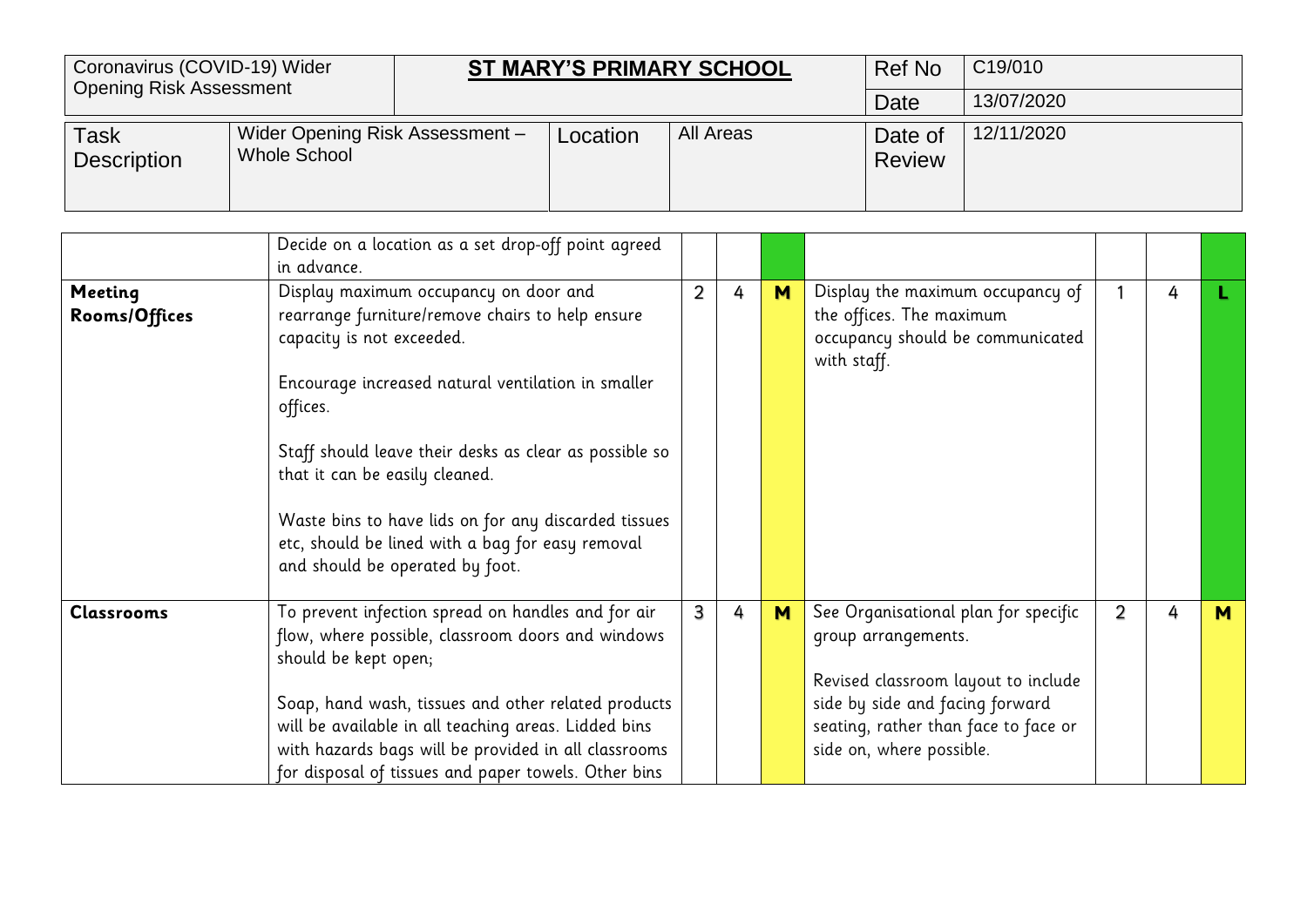| Coronavirus (COVID-19) Wider Opening Risk Assessment | | **ST MARY'S PRIMARY SCHOOL** | | Ref No | C19/010 |
|---|---|---|---|---|---|
| | | | | Date | 13/07/2020 |
| Task Description | Wider Opening Risk Assessment – Whole School | Location | All Areas | Date of Review | 12/11/2020 |

| | | | | | | | | |
|---|---|---|---|---|---|---|---|---|
| | Decide on a location as a set drop-off point agreed in advance. | | | | | | | |
| **Meeting Rooms/Offices** | Display maximum occupancy on door and rearrange furniture/remove chairs to help ensure capacity is not exceeded.<br><br>Encourage increased natural ventilation in smaller offices.<br><br>Staff should leave their desks as clear as possible so that it can be easily cleaned.<br><br>Waste bins to have lids on for any discarded tissues etc, should be lined with a bag for easy removal and should be operated by foot. | 2 | 4 | **M** | Display the maximum occupancy of the offices. The maximum occupancy should be communicated with staff. | 1 | 4 | **L** |
| **Classrooms** | To prevent infection spread on handles and for air flow, where possible, classroom doors and windows should be kept open;<br><br>Soap, hand wash, tissues and other related products will be available in all teaching areas. Lidded bins with hazards bags will be provided in all classrooms for disposal of tissues and paper towels. Other bins | 3 | 4 | **M** | See Organisational plan for specific group arrangements.<br><br>Revised classroom layout to include side by side and facing forward seating, rather than face to face or side on, where possible. | 2 | 4 | **M** |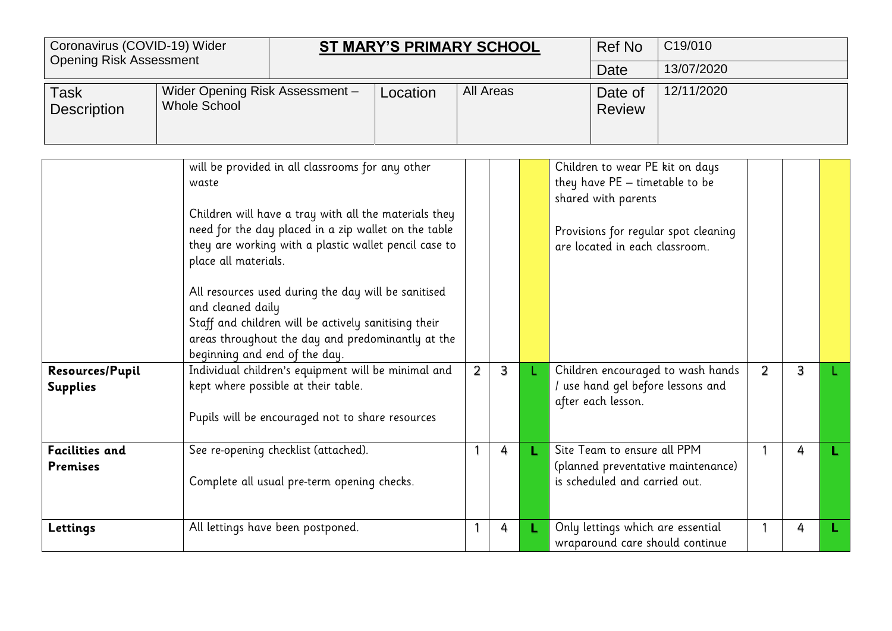| Coronavirus (COVID-19) Wider Opening Risk Assessment | ST MARY'S PRIMARY SCHOOL | | | Ref No | C19/010 |
|---|---|---|---|---|---|
| | | | | Date | 13/07/2020 |
| Task Description | Wider Opening Risk Assessment – Whole School | Location | All Areas | Date of Review | 12/11/2020 |

| | | | | | | | | |
|---|---|---|---|---|---|---|---|---|
| | will be provided in all classrooms for any other waste<br><br>Children will have a tray with all the materials they need for the day placed in a zip wallet on the table they are working with a plastic wallet pencil case to place all materials.<br><br>All resources used during the day will be sanitised and cleaned daily<br>Staff and children will be actively sanitising their areas throughout the day and predominantly at the beginning and end of the day. | | | | Children to wear PE kit on days they have PE – timetable to be shared with parents<br><br>Provisions for regular spot cleaning are located in each classroom. | | | |
| **Resources/Pupil Supplies** | Individual children's equipment will be minimal and kept where possible at their table.<br><br>Pupils will be encouraged not to share resources | 2 | 3 | L | Children encouraged to wash hands / use hand gel before lessons and after each lesson. | 2 | 3 | L |
| **Facilities and Premises** | See re-opening checklist (attached).<br><br>Complete all usual pre-term opening checks. | 1 | 4 | L | Site Team to ensure all PPM (planned preventative maintenance) is scheduled and carried out. | 1 | 4 | L |
| **Lettings** | All lettings have been postponed. | 1 | 4 | L | Only lettings which are essential wraparound care should continue | 1 | 4 | L |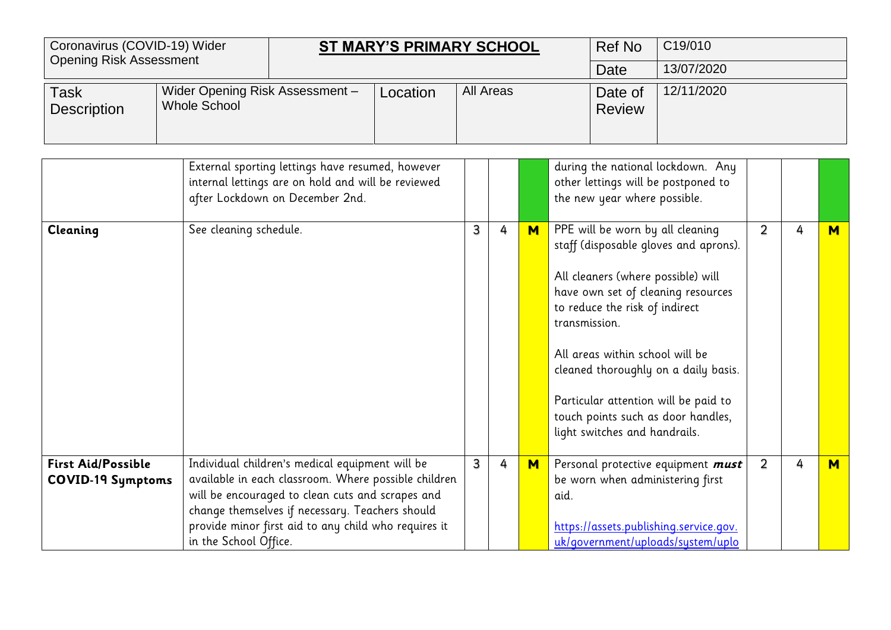| Coronavirus (COVID-19) Wider Opening Risk Assessment | | **ST MARY'S PRIMARY SCHOOL** | | Ref No | C19/010 |
|---|---|---|---|---|---|
| | | | | Date | 13/07/2020 |
| Task Description | Wider Opening Risk Assessment – Whole School | Location | All Areas | Date of Review | 12/11/2020 |

| | | | | | | | | |
|---|---|---|---|---|---|---|---|---|
| | External sporting lettings have resumed, however internal lettings are on hold and will be reviewed after Lockdown on December 2nd. | | | | during the national lockdown. Any other lettings will be postponed to the new year where possible. | | | |
| **Cleaning** | See cleaning schedule. | 3 | 4 | **M** | PPE will be worn by all cleaning staff (disposable gloves and aprons).<br><br>All cleaners (where possible) will have own set of cleaning resources to reduce the risk of indirect transmission.<br><br>All areas within school will be cleaned thoroughly on a daily basis.<br><br>Particular attention will be paid to touch points such as door handles, light switches and handrails. | 2 | 4 | **M** |
| **First Aid/Possible COVID-19 Symptoms** | Individual children's medical equipment will be available in each classroom. Where possible children will be encouraged to clean cuts and scrapes and change themselves if necessary. Teachers should provide minor first aid to any child who requires it in the School Office. | 3 | 4 | **M** | Personal protective equipment ***must*** be worn when administering first aid.<br><br>https://assets.publishing.service.gov.uk/government/uploads/system/uplo | 2 | 4 | **M** |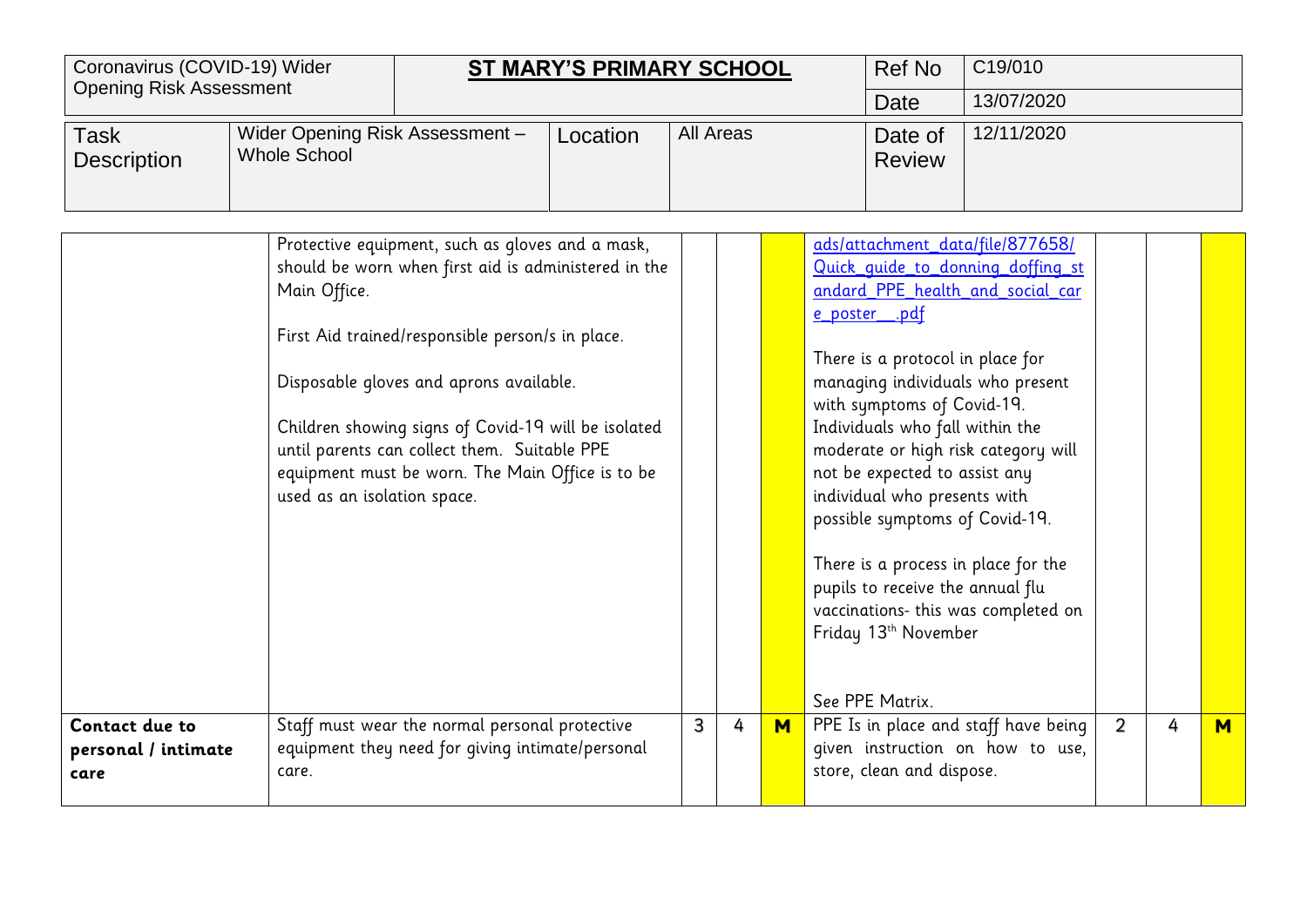| Coronavirus (COVID-19) Wider Opening Risk Assessment | **ST MARY'S PRIMARY SCHOOL** | | | Ref No | C19/010 |
|---|---|---|---|---|---|
| | | | | Date | 13/07/2020 |
| Task Description | Wider Opening Risk Assessment – Whole School | Location | All Areas | Date of Review | 12/11/2020 |

| | | | | | | | | |
|---|---|---|---|---|---|---|---|---|
| | Protective equipment, such as gloves and a mask, should be worn when first aid is administered in the Main Office.<br><br>First Aid trained/responsible person/s in place.<br><br>Disposable gloves and aprons available.<br><br>Children showing signs of Covid-19 will be isolated until parents can collect them. Suitable PPE equipment must be worn. The Main Office is to be used as an isolation space. | | | | ads/attachment_data/file/877658/Quick_guide_to_donning_doffing_standard_PPE_health_and_social_care_poster__.pdf<br><br>There is a protocol in place for managing individuals who present with symptoms of Covid-19. Individuals who fall within the moderate or high risk category will not be expected to assist any individual who presents with possible symptoms of Covid-19.<br><br>There is a process in place for the pupils to receive the annual flu vaccinations- this was completed on Friday 13th November<br><br>See PPE Matrix. | | | |
| **Contact due to personal / intimate care** | Staff must wear the normal personal protective equipment they need for giving intimate/personal care. | 3 | 4 | **M** | PPE Is in place and staff have being given instruction on how to use, store, clean and dispose. | 2 | 4 | **M** |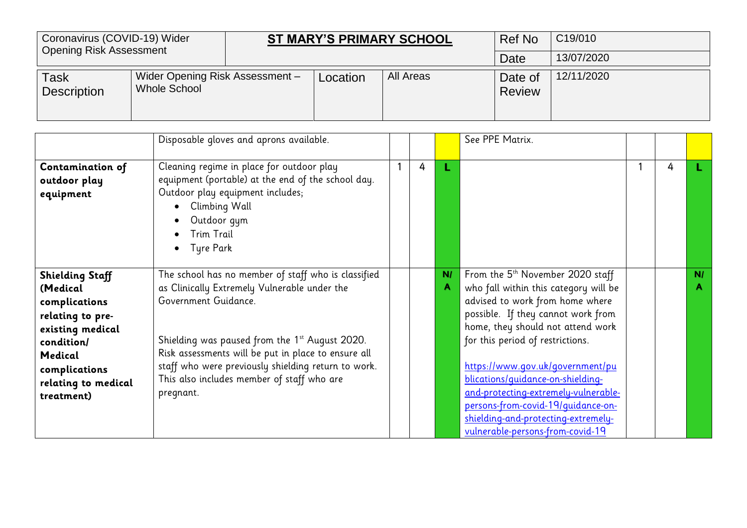| Coronavirus (COVID-19) Wider Opening Risk Assessment | **ST MARY'S PRIMARY SCHOOL** | | | Ref No | C19/010 |
|---|---|---|---|---|---|
| | | | | Date | 13/07/2020 |
| Task Description | Wider Opening Risk Assessment – Whole School | Location | All Areas | Date of Review | 12/11/2020 |

| | | | | | | | | |
|---|---|---|---|---|---|---|---|---|
| | Disposable gloves and aprons available. | | | | See PPE Matrix. | | | |
| **Contamination of outdoor play equipment** | Cleaning regime in place for outdoor play equipment (portable) at the end of the school day. Outdoor play equipment includes;<br>• Climbing Wall<br>• Outdoor gym<br>• Trim Trail<br>• Tyre Park | 1 | 4 | **L** | | 1 | 4 | **L** |
| **Shielding Staff (Medical complications relating to pre-existing medical condition/ Medical complications relating to medical treatment)** | The school has no member of staff who is classified as Clinically Extremely Vulnerable under the Government Guidance.<br><br>Shielding was paused from the 1st August 2020. Risk assessments will be put in place to ensure all staff who were previously shielding return to work. This also includes member of staff who are pregnant. | | | **N/A** | From the 5th November 2020 staff who fall within this category will be advised to work from home where possible. If they cannot work from home, they should not attend work for this period of restrictions.<br><br>https://www.gov.uk/government/publications/guidance-on-shielding-and-protecting-extremely-vulnerable-persons-from-covid-19/guidance-on-shielding-and-protecting-extremely-vulnerable-persons-from-covid-19 | | | **N/A** |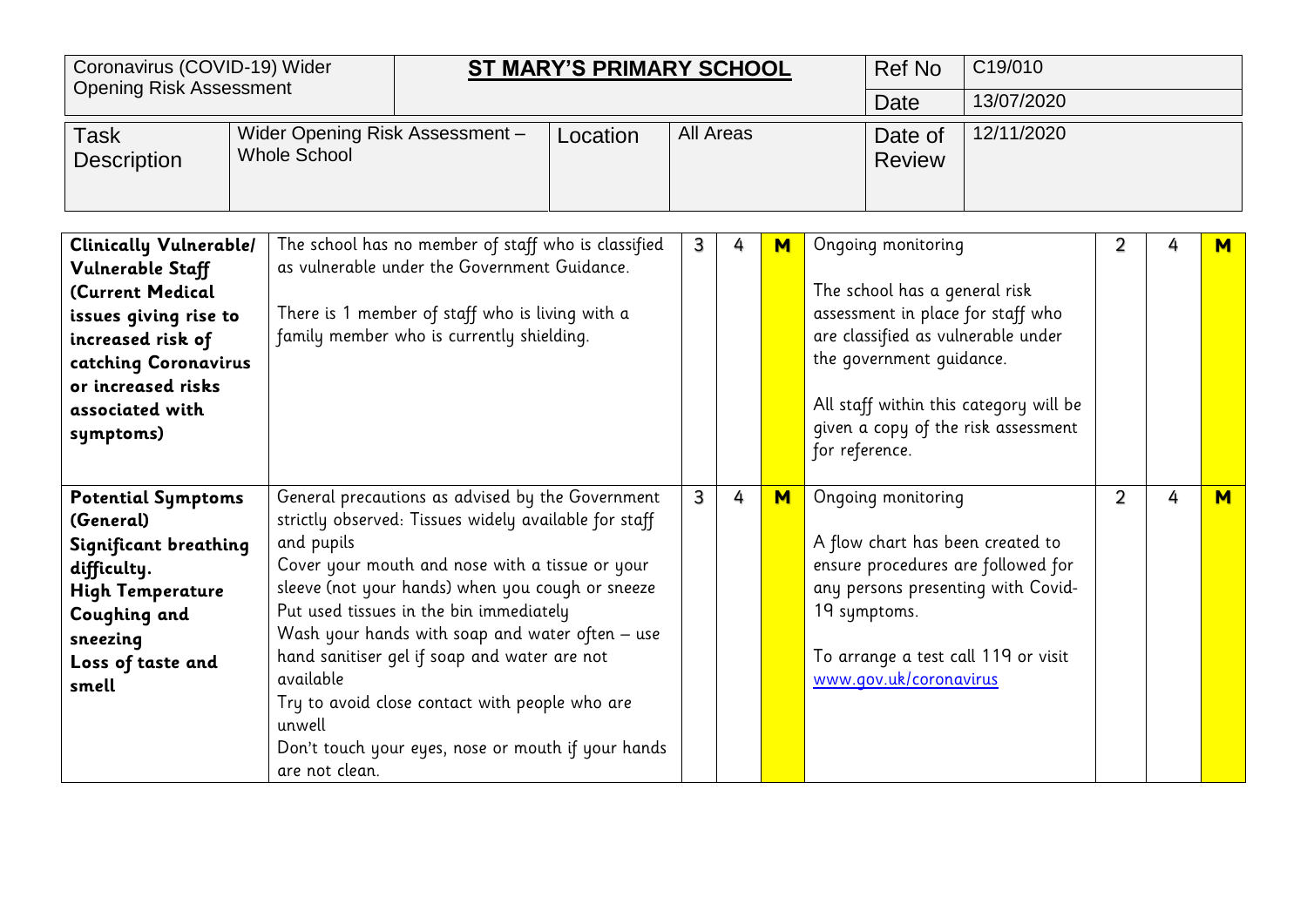| Coronavirus (COVID-19) Wider Opening Risk Assessment | | **ST MARY'S PRIMARY SCHOOL** | | Ref No | C19/010 |
|---|---|---|---|---|---|
| | | | | Date | 13/07/2020 |
| Task Description | Wider Opening Risk Assessment – Whole School | Location | All Areas | Date of Review | 12/11/2020 |

| | | | | | | | | |
|---|---|---|---|---|---|---|---|---|
| **Clinically Vulnerable/ Vulnerable Staff (Current Medical issues giving rise to increased risk of catching Coronavirus or increased risks associated with symptoms)** | The school has no member of staff who is classified as vulnerable under the Government Guidance.<br><br>There is 1 member of staff who is living with a family member who is currently shielding. | 3 | 4 | **M** | Ongoing monitoring<br><br>The school has a general risk assessment in place for staff who are classified as vulnerable under the government guidance.<br><br>All staff within this category will be given a copy of the risk assessment for reference. | 2 | 4 | **M** |
| **Potential Symptoms (General) Significant breathing difficulty. High Temperature Coughing and sneezing Loss of taste and smell** | General precautions as advised by the Government strictly observed: Tissues widely available for staff and pupils<br>Cover your mouth and nose with a tissue or your sleeve (not your hands) when you cough or sneeze<br>Put used tissues in the bin immediately<br>Wash your hands with soap and water often – use hand sanitiser gel if soap and water are not available<br>Try to avoid close contact with people who are unwell<br>Don't touch your eyes, nose or mouth if your hands are not clean. | 3 | 4 | **M** | Ongoing monitoring<br><br>A flow chart has been created to ensure procedures are followed for any persons presenting with Covid-19 symptoms.<br><br>To arrange a test call 119 or visit [www.gov.uk/coronavirus](http://www.gov.uk/coronavirus) | 2 | 4 | **M** |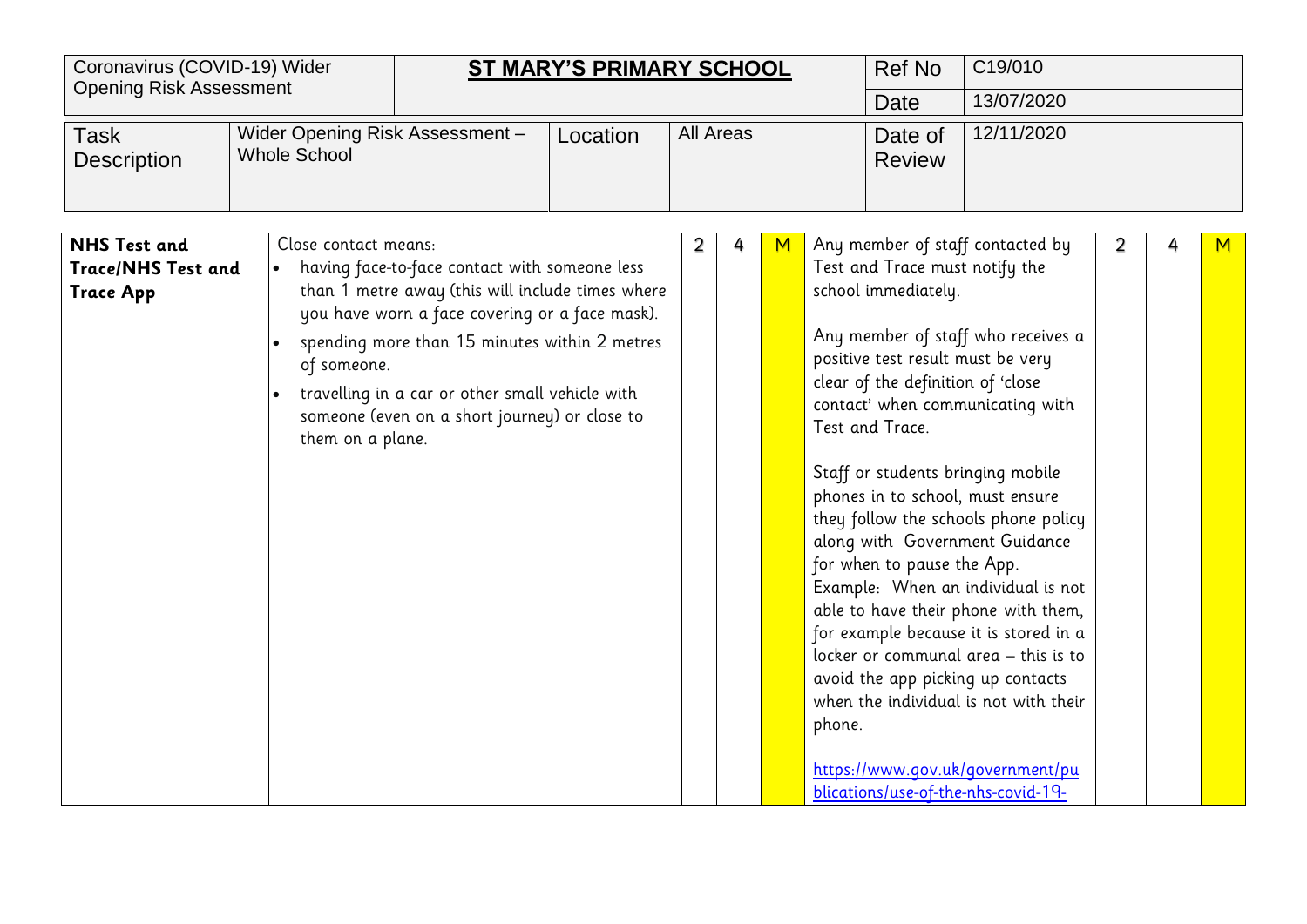| Coronavirus (COVID-19) Wider Opening Risk Assessment | | **ST MARY'S PRIMARY SCHOOL** | | Ref No | C19/010 |
|---|---|---|---|---|---|
| | | | | Date | 13/07/2020 |
| Task Description | Wider Opening Risk Assessment – Whole School | Location | All Areas | Date of Review | 12/11/2020 |

| | | | | | | | | |
|---|---|---|---|---|---|---|---|---|
| **NHS Test and Trace/NHS Test and Trace App** | Close contact means:<br>• having face-to-face contact with someone less than 1 metre away (this will include times where you have worn a face covering or a face mask).<br>• spending more than 15 minutes within 2 metres of someone.<br>• travelling in a car or other small vehicle with someone (even on a short journey) or close to them on a plane. | 2 | 4 | M | Any member of staff contacted by Test and Trace must notify the school immediately.<br><br>Any member of staff who receives a positive test result must be very clear of the definition of 'close contact' when communicating with Test and Trace.<br><br>Staff or students bringing mobile phones in to school, must ensure they follow the schools phone policy along with Government Guidance for when to pause the App.<br>Example: When an individual is not able to have their phone with them, for example because it is stored in a locker or communal area – this is to avoid the app picking up contacts when the individual is not with their phone.<br><br>https://www.gov.uk/government/publications/use-of-the-nhs-covid-19- | 2 | 4 | M |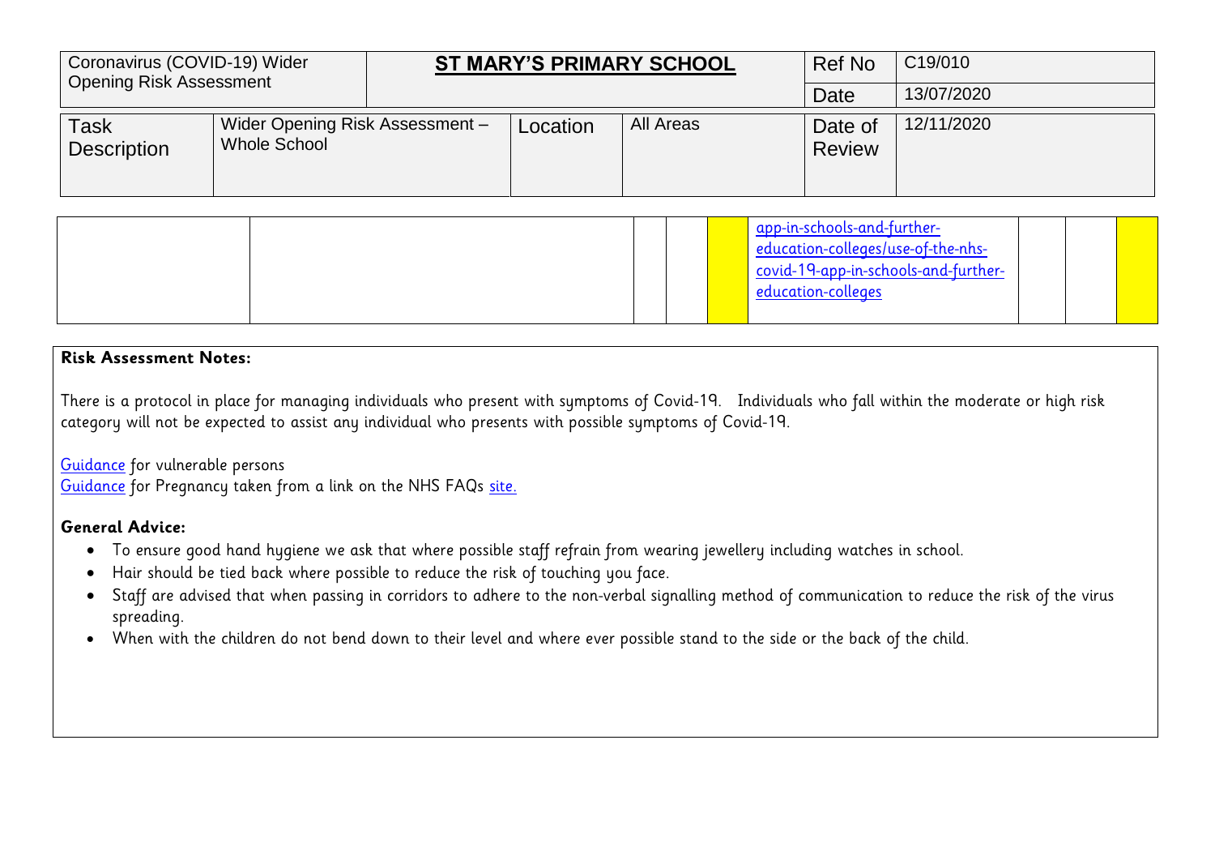| Coronavirus (COVID-19) Wider Opening Risk Assessment | | ST MARY'S PRIMARY SCHOOL | | Ref No | C19/010 |
|---|---|---|---|---|---|
| | | | | Date | 13/07/2020 |
| Task Description | Wider Opening Risk Assessment – Whole School | Location | All Areas | Date of Review | 12/11/2020 |

| | | | | | | | | |
|---|---|---|---|---|---|---|---|---|
| | | | | | app-in-schools-and-further-education-colleges/use-of-the-nhs-covid-19-app-in-schools-and-further-education-colleges | | | |

**Risk Assessment Notes:**

There is a protocol in place for managing individuals who present with symptoms of Covid-19. Individuals who fall within the moderate or high risk category will not be expected to assist any individual who presents with possible symptoms of Covid-19.

Guidance for vulnerable persons
Guidance for Pregnancy taken from a link on the NHS FAQs site.

**General Advice:**

- To ensure good hand hygiene we ask that where possible staff refrain from wearing jewellery including watches in school.
- Hair should be tied back where possible to reduce the risk of touching you face.
- Staff are advised that when passing in corridors to adhere to the non-verbal signalling method of communication to reduce the risk of the virus spreading.
- When with the children do not bend down to their level and where ever possible stand to the side or the back of the child.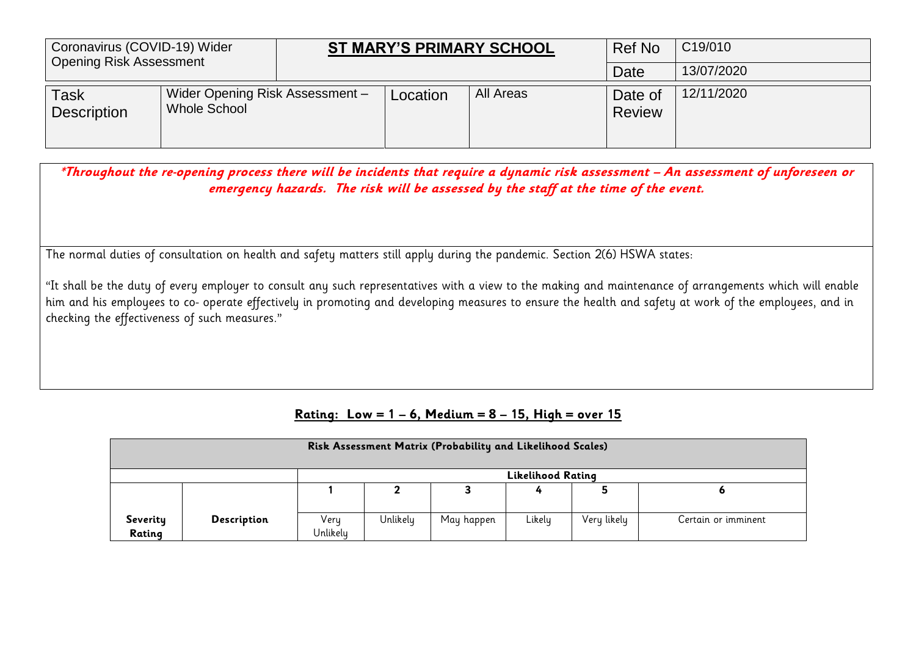| Coronavirus (COVID-19) Wider Opening Risk Assessment | | **ST MARY'S PRIMARY SCHOOL** | | Ref No | C19/010 |
|---|---|---|---|---|---|
| | | | | Date | 13/07/2020 |
| Task Description | Wider Opening Risk Assessment – Whole School | Location | All Areas | Date of Review | 12/11/2020 |

***\*Throughout the re-opening process there will be incidents that require a dynamic risk assessment – An assessment of unforeseen or emergency hazards. The risk will be assessed by the staff at the time of the event.***

The normal duties of consultation on health and safety matters still apply during the pandemic. Section 2(6) HSWA states:

"It shall be the duty of every employer to consult any such representatives with a view to the making and maintenance of arrangements which will enable him and his employees to co- operate effectively in promoting and developing measures to ensure the health and safety at work of the employees, and in checking the effectiveness of such measures."

**Rating: Low = 1 – 6, Medium = 8 – 15, High = over 15**

| **Risk Assessment Matrix (Probability and Likelihood Scales)** | | | | | | | |
|---|---|---|---|---|---|---|---|
| | | **Likelihood Rating** | | | | | |
| | | **1** | **2** | **3** | **4** | **5** | **6** |
| **Severity Rating** | **Description** | Very Unlikely | Unlikely | May happen | Likely | Very likely | Certain or imminent |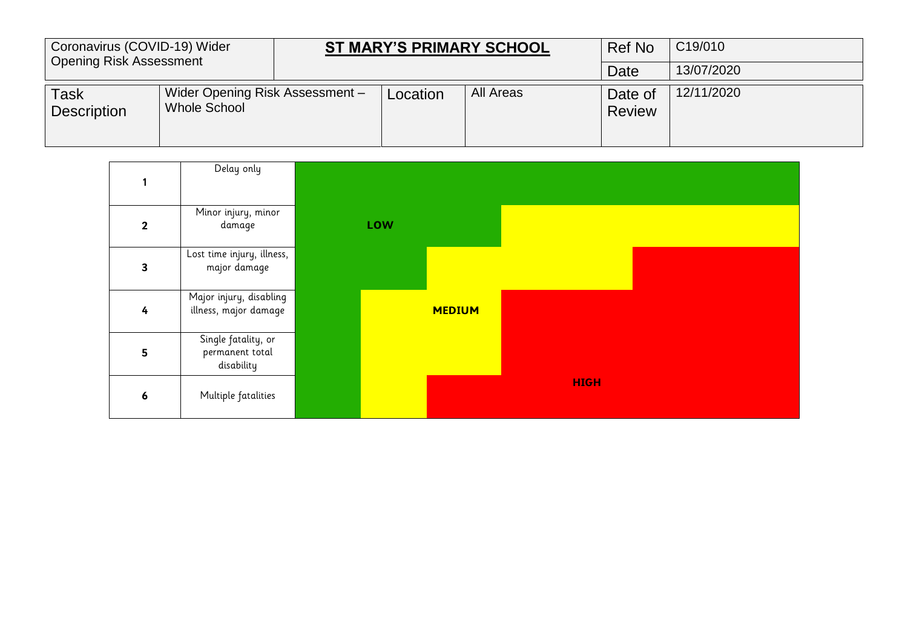| Coronavirus (COVID-19) Wider Opening Risk Assessment | | **ST MARY'S PRIMARY SCHOOL** | | Ref No | C19/010 |
|---|---|---|---|---|---|
| | | | | Date | 13/07/2020 |
| Task Description | Wider Opening Risk Assessment – Whole School | Location | All Areas | Date of Review | 12/11/2020 |

| | | |
|---|---|---|
| 1 | Delay only | |
| 2 | Minor injury, minor damage | **LOW** |
| 3 | Lost time injury, illness, major damage | |
| 4 | Major injury, disabling illness, major damage | **MEDIUM** |
| 5 | Single fatality, or permanent total disability | |
| 6 | Multiple fatalities | **HIGH** |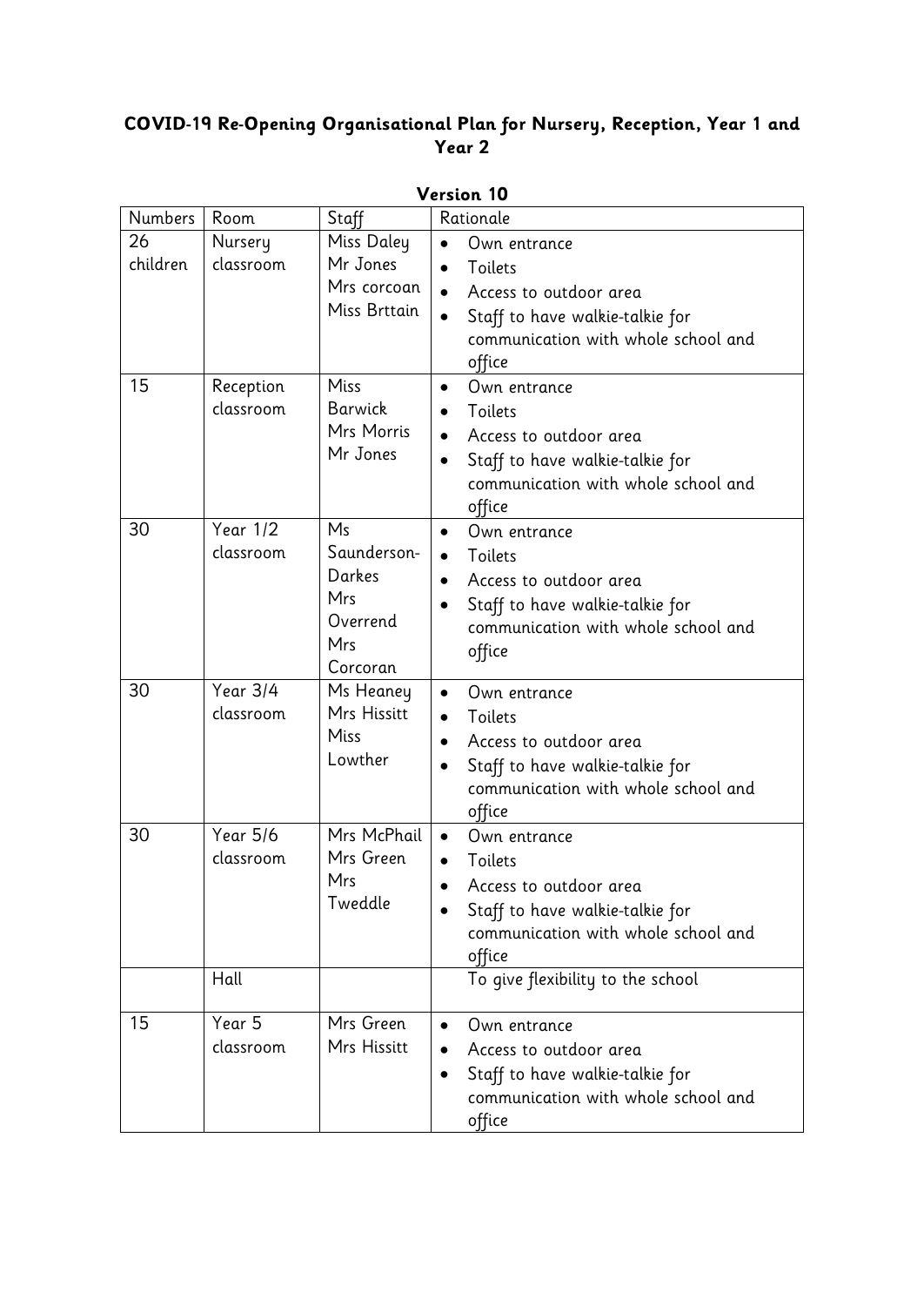# COVID-19 Re-Opening Organisational Plan for Nursery, Reception, Year 1 and Year 2

**Version 10**

| Numbers | Room | Staff | Rationale |
|---|---|---|---|
| 26 children | Nursery classroom | Miss Daley<br>Mr Jones<br>Mrs corcoan<br>Miss Brttain | • Own entrance<br>• Toilets<br>• Access to outdoor area<br>• Staff to have walkie-talkie for communication with whole school and office |
| 15 | Reception classroom | Miss Barwick<br>Mrs Morris<br>Mr Jones | • Own entrance<br>• Toilets<br>• Access to outdoor area<br>• Staff to have walkie-talkie for communication with whole school and office |
| 30 | Year 1/2 classroom | Ms Saunderson-Darkes<br>Mrs Overrend<br>Mrs Corcoran | • Own entrance<br>• Toilets<br>• Access to outdoor area<br>• Staff to have walkie-talkie for communication with whole school and office |
| 30 | Year 3/4 classroom | Ms Heaney<br>Mrs Hissitt<br>Miss Lowther | • Own entrance<br>• Toilets<br>• Access to outdoor area<br>• Staff to have walkie-talkie for communication with whole school and office |
| 30 | Year 5/6 classroom | Mrs McPhail<br>Mrs Green<br>Mrs Tweddle | • Own entrance<br>• Toilets<br>• Access to outdoor area<br>• Staff to have walkie-talkie for communication with whole school and office |
| | Hall | | To give flexibility to the school |
| 15 | Year 5 classroom | Mrs Green<br>Mrs Hissitt | • Own entrance<br>• Access to outdoor area<br>• Staff to have walkie-talkie for communication with whole school and office |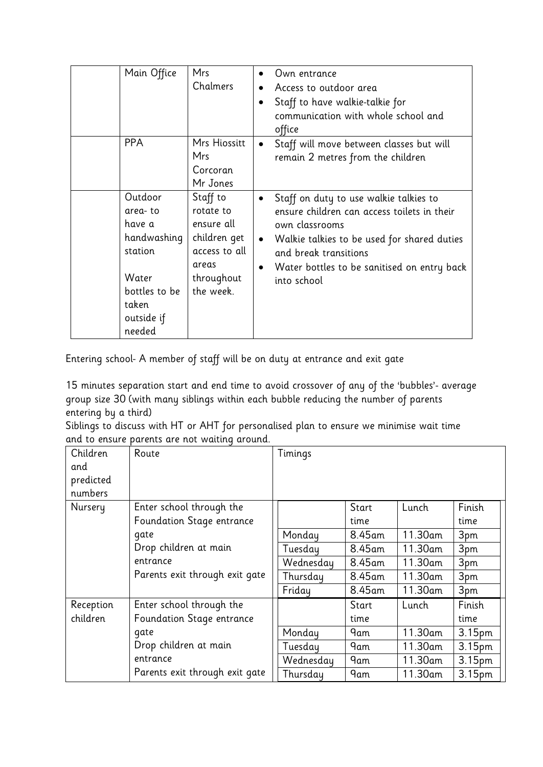|  | Main Office | Mrs Chalmers | • Own entrance<br>• Access to outdoor area<br>• Staff to have walkie-talkie for communication with whole school and office |
|---|---|---|---|
|  | PPA | Mrs Hiossitt<br>Mrs Corcoran<br>Mr Jones | • Staff will move between classes but will remain 2 metres from the children |
|  | Outdoor area- to have a handwashing station<br><br>Water bottles to be taken outside if needed | Staff to rotate to ensure all children get access to all areas throughout the week. | • Staff on duty to use walkie talkies to ensure children can access toilets in their own classrooms<br>• Walkie talkies to be used for shared duties and break transitions<br>• Water bottles to be sanitised on entry back into school |

Entering school- A member of staff will be on duty at entrance and exit gate

15 minutes separation start and end time to avoid crossover of any of the 'bubbles'- average group size 30 (with many siblings within each bubble reducing the number of parents entering by a third)
Siblings to discuss with HT or AHT for personalised plan to ensure we minimise wait time and to ensure parents are not waiting around.

| Children and predicted numbers | Route | Timings | | | |
|---|---|---|---|---|---|
| Nursery | Enter school through the Foundation Stage entrance gate<br>Drop children at main entrance<br>Parents exit through exit gate | | Start time | Lunch | Finish time |
| | | Monday | 8.45am | 11.30am | 3pm |
| | | Tuesday | 8.45am | 11.30am | 3pm |
| | | Wednesday | 8.45am | 11.30am | 3pm |
| | | Thursday | 8.45am | 11.30am | 3pm |
| | | Friday | 8.45am | 11.30am | 3pm |
| Reception children | Enter school through the Foundation Stage entrance gate<br>Drop children at main entrance<br>Parents exit through exit gate | | Start time | Lunch | Finish time |
| | | Monday | 9am | 11.30am | 3.15pm |
| | | Tuesday | 9am | 11.30am | 3.15pm |
| | | Wednesday | 9am | 11.30am | 3.15pm |
| | | Thursday | 9am | 11.30am | 3.15pm |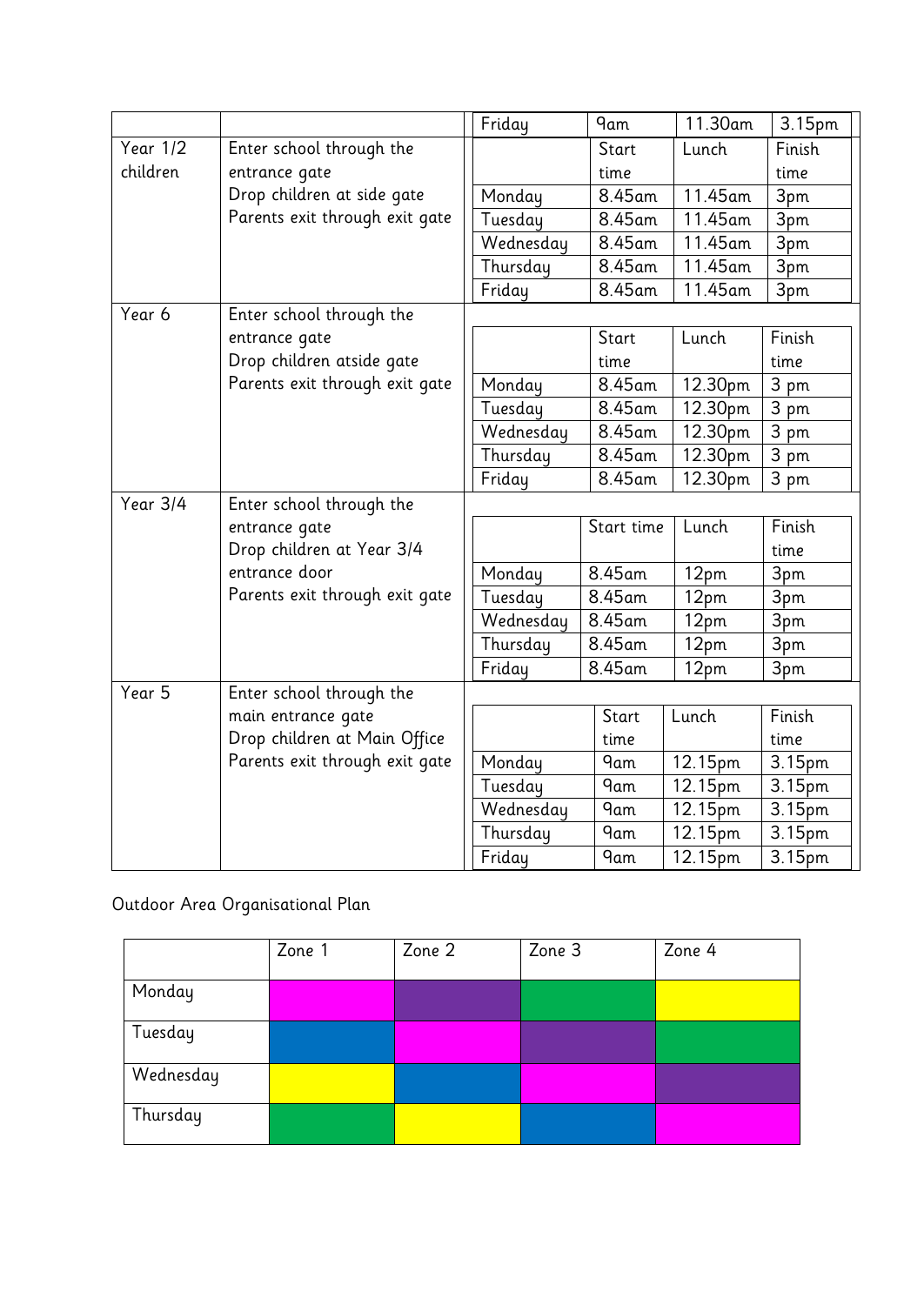| | | | | | |
|---|---|---|---|---|---|
| | | Friday | 9am | 11.30am | 3.15pm |
| Year 1/2 children | Enter school through the entrance gate<br>Drop children at side gate<br>Parents exit through exit gate | | Start time | Lunch | Finish time |
| | | Monday | 8.45am | 11.45am | 3pm |
| | | Tuesday | 8.45am | 11.45am | 3pm |
| | | Wednesday | 8.45am | 11.45am | 3pm |
| | | Thursday | 8.45am | 11.45am | 3pm |
| | | Friday | 8.45am | 11.45am | 3pm |
| Year 6 | Enter school through the entrance gate<br>Drop children atside gate<br>Parents exit through exit gate | | Start time | Lunch | Finish time |
| | | Monday | 8.45am | 12.30pm | 3 pm |
| | | Tuesday | 8.45am | 12.30pm | 3 pm |
| | | Wednesday | 8.45am | 12.30pm | 3 pm |
| | | Thursday | 8.45am | 12.30pm | 3 pm |
| | | Friday | 8.45am | 12.30pm | 3 pm |
| Year 3/4 | Enter school through the entrance gate<br>Drop children at Year 3/4 entrance door<br>Parents exit through exit gate | | Start time | Lunch | Finish time |
| | | Monday | 8.45am | 12pm | 3pm |
| | | Tuesday | 8.45am | 12pm | 3pm |
| | | Wednesday | 8.45am | 12pm | 3pm |
| | | Thursday | 8.45am | 12pm | 3pm |
| | | Friday | 8.45am | 12pm | 3pm |
| Year 5 | Enter school through the main entrance gate<br>Drop children at Main Office<br>Parents exit through exit gate | | Start time | Lunch | Finish time |
| | | Monday | 9am | 12.15pm | 3.15pm |
| | | Tuesday | 9am | 12.15pm | 3.15pm |
| | | Wednesday | 9am | 12.15pm | 3.15pm |
| | | Thursday | 9am | 12.15pm | 3.15pm |
| | | Friday | 9am | 12.15pm | 3.15pm |

Outdoor Area Organisational Plan

| | Zone 1 | Zone 2 | Zone 3 | Zone 4 |
|---|---|---|---|---|
| Monday | | | | |
| Tuesday | | | | |
| Wednesday | | | | |
| Thursday | | | | |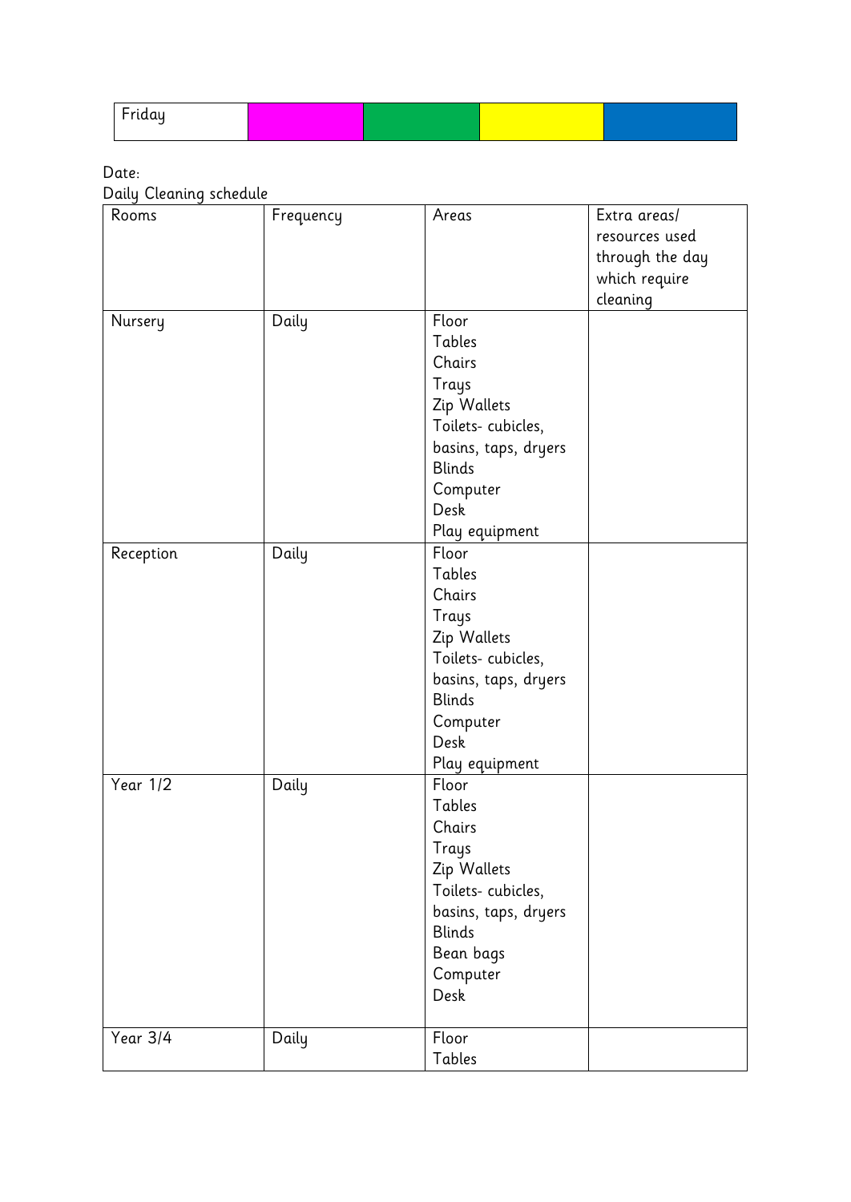| Friday | | | | |
|---|---|---|---|---|

Date:

Daily Cleaning schedule

| Rooms | Frequency | Areas | Extra areas/ resources used through the day which require cleaning |
|---|---|---|---|
| Nursery | Daily | Floor<br>Tables<br>Chairs<br>Trays<br>Zip Wallets<br>Toilets- cubicles, basins, taps, dryers<br>Blinds<br>Computer<br>Desk<br>Play equipment | |
| Reception | Daily | Floor<br>Tables<br>Chairs<br>Trays<br>Zip Wallets<br>Toilets- cubicles, basins, taps, dryers<br>Blinds<br>Computer<br>Desk<br>Play equipment | |
| Year 1/2 | Daily | Floor<br>Tables<br>Chairs<br>Trays<br>Zip Wallets<br>Toilets- cubicles, basins, taps, dryers<br>Blinds<br>Bean bags<br>Computer<br>Desk | |
| Year 3/4 | Daily | Floor<br>Tables | |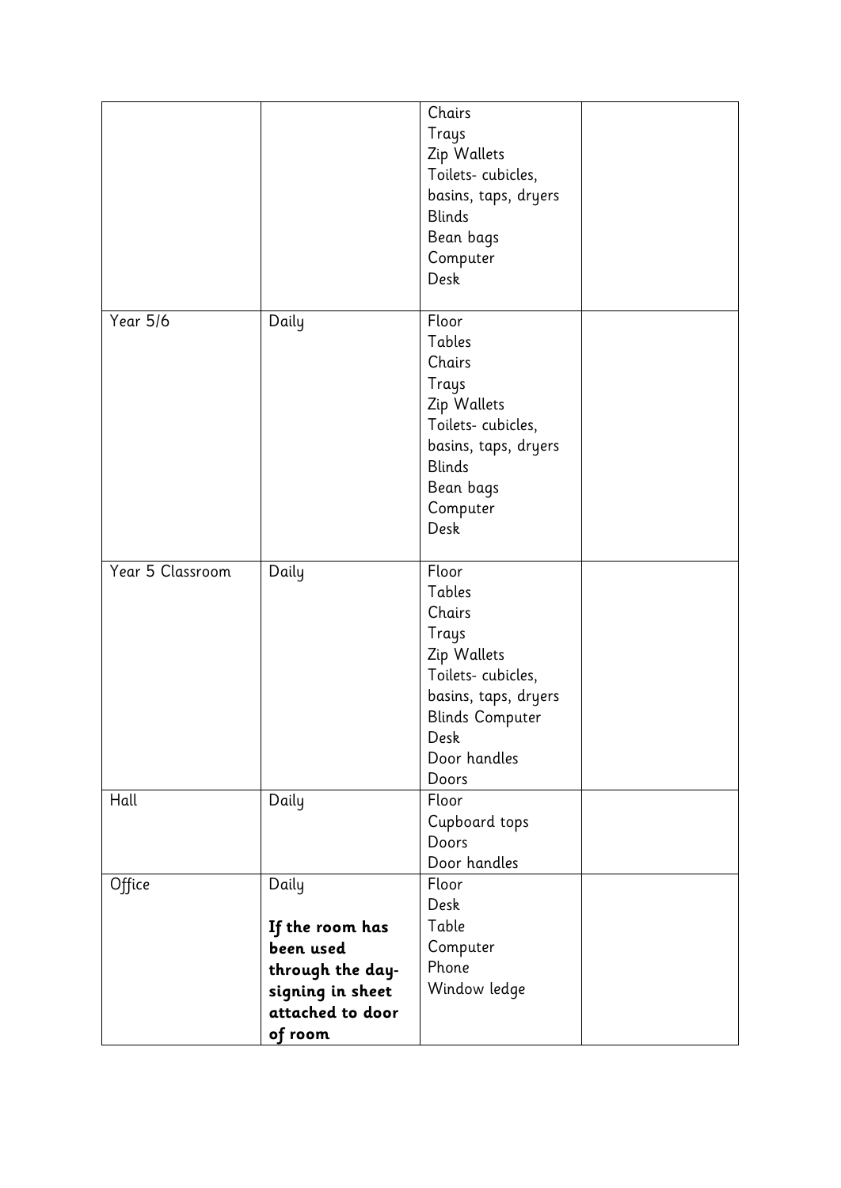| | | | |
|---|---|---|---|
| | | Chairs<br>Trays<br>Zip Wallets<br>Toilets- cubicles, basins, taps, dryers<br>Blinds<br>Bean bags<br>Computer<br>Desk | |
| Year 5/6 | Daily | Floor<br>Tables<br>Chairs<br>Trays<br>Zip Wallets<br>Toilets- cubicles, basins, taps, dryers<br>Blinds<br>Bean bags<br>Computer<br>Desk | |
| Year 5 Classroom | Daily | Floor<br>Tables<br>Chairs<br>Trays<br>Zip Wallets<br>Toilets- cubicles, basins, taps, dryers<br>Blinds Computer<br>Desk<br>Door handles<br>Doors | |
| Hall | Daily | Floor<br>Cupboard tops<br>Doors<br>Door handles | |
| Office | Daily<br><br>**If the room has been used through the day- signing in sheet attached to door of room** | Floor<br>Desk<br>Table<br>Computer<br>Phone<br>Window ledge | |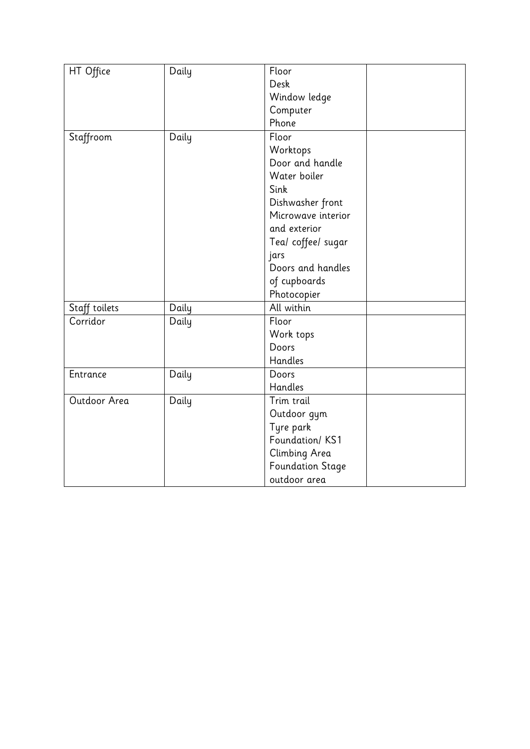| | | | |
|---|---|---|---|
| HT Office | Daily | Floor<br>Desk<br>Window ledge<br>Computer<br>Phone | |
| Staffroom | Daily | Floor<br>Worktops<br>Door and handle<br>Water boiler<br>Sink<br>Dishwasher front<br>Microwave interior and exterior<br>Tea/ coffee/ sugar jars<br>Doors and handles of cupboards<br>Photocopier | |
| Staff toilets | Daily | All within | |
| Corridor | Daily | Floor<br>Work tops<br>Doors<br>Handles | |
| Entrance | Daily | Doors<br>Handles | |
| Outdoor Area | Daily | Trim trail<br>Outdoor gym<br>Tyre park<br>Foundation/ KS1 Climbing Area<br>Foundation Stage outdoor area | |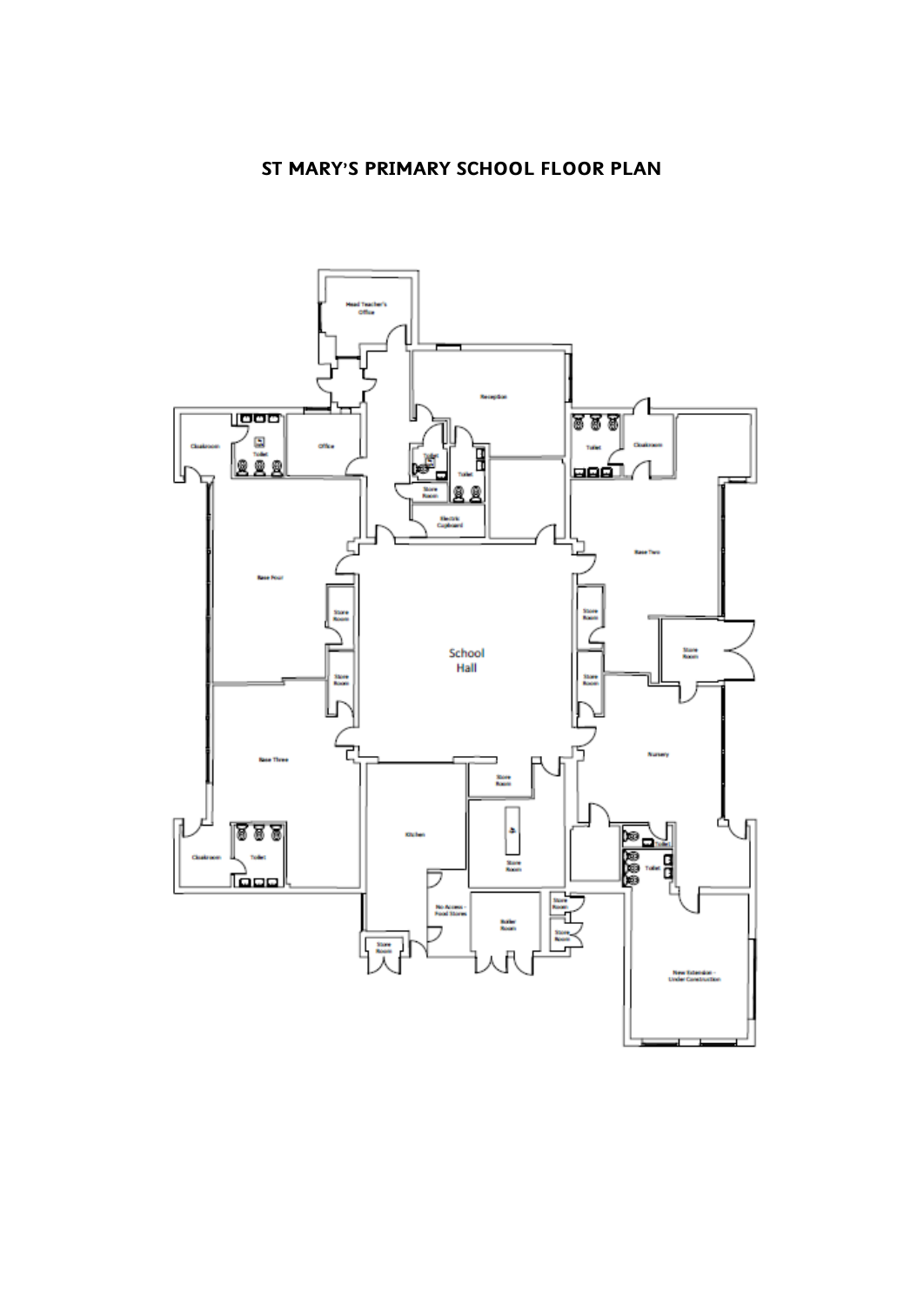# ST MARY'S PRIMARY SCHOOL FLOOR PLAN

Head Teacher's Office

Reception

Cloakroom

Toilet

Office

Toilet

Toilet

Store Room

Electric Cupboard

Toilet

Cloakroom

Base Four

Store Room

Store Room

School Hall

Store Room

Store Room

Base Two

Store Room

Base Three

Store Room

Kitchen

Store Room

Nursery

Cloakroom

Toilet

Toilet

Toilet

No Access - Food Stores

Boiler Room

Store Room

Store Room

Store Room

New Extension - Under Construction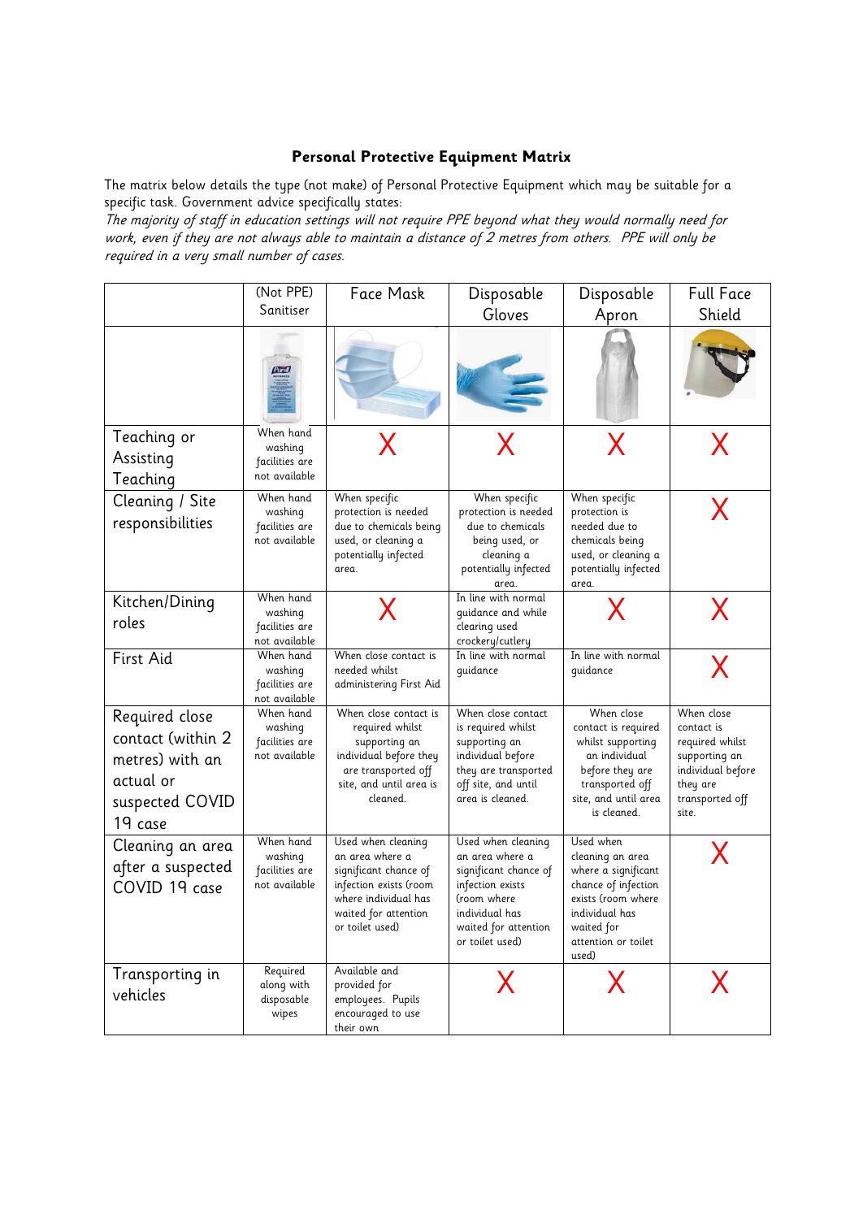## Personal Protective Equipment Matrix

The matrix below details the type (not make) of Personal Protective Equipment which may be suitable for a specific task. Government advice specifically states:

*The majority of staff in education settings will not require PPE beyond what they would normally need for work, even if they are not always able to maintain a distance of 2 metres from others. PPE will only be required in a very small number of cases.*

| | (Not PPE) Sanitiser | Face Mask | Disposable Gloves | Disposable Apron | Full Face Shield |
|---|---|---|---|---|---|
| | | | | | |
| Teaching or Assisting Teaching | When hand washing facilities are not available | X | X | X | X |
| Cleaning / Site responsibilities | When hand washing facilities are not available | When specific protection is needed due to chemicals being used, or cleaning a potentially infected area. | When specific protection is needed due to chemicals being used, or cleaning a potentially infected area. | When specific protection is needed due to chemicals being used, or cleaning a potentially infected area. | X |
| Kitchen/Dining roles | When hand washing facilities are not available | X | In line with normal guidance and while clearing used crockery/cutlery | X | X |
| First Aid | When hand washing facilities are not available | When close contact is needed whilst administering First Aid | In line with normal guidance | In line with normal guidance | X |
| Required close contact (within 2 metres) with an actual or suspected COVID 19 case | When hand washing facilities are not available | When close contact is required whilst supporting an individual before they are transported off site, and until area is cleaned. | When close contact is required whilst supporting an individual before they are transported off site, and until area is cleaned. | When close contact is required whilst supporting an individual before they are transported off site, and until area is cleaned. | When close contact is required whilst supporting an individual before they are transported off site. |
| Cleaning an area after a suspected COVID 19 case | When hand washing facilities are not available | Used when cleaning an area where a significant chance of infection exists (room where individual has waited for attention or toilet used) | Used when cleaning an area where a significant chance of infection exists (room where individual has waited for attention or toilet used) | Used when cleaning an area where a significant chance of infection exists (room where individual has waited for attention or toilet used) | X |
| Transporting in vehicles | Required along with disposable wipes | Available and provided for employees. Pupils encouraged to use their own | X | X | X |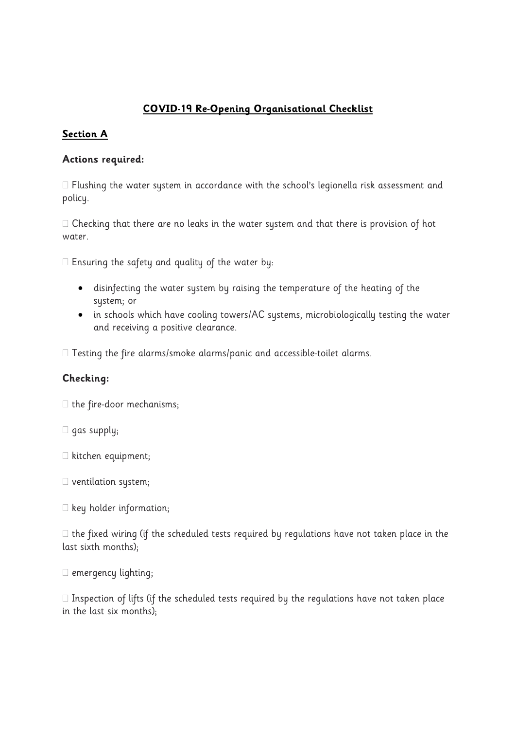# COVID-19 Re-Opening Organisational Checklist

## Section A

### Actions required:

- [ ] Flushing the water system in accordance with the school's legionella risk assessment and policy.

- [ ] Checking that there are no leaks in the water system and that there is provision of hot water.

- [ ] Ensuring the safety and quality of the water by:
  - disinfecting the water system by raising the temperature of the heating of the system; or
  - in schools which have cooling towers/AC systems, microbiologically testing the water and receiving a positive clearance.

- [ ] Testing the fire alarms/smoke alarms/panic and accessible-toilet alarms.

### Checking:

- [ ] the fire-door mechanisms;

- [ ] gas supply;

- [ ] kitchen equipment;

- [ ] ventilation system;

- [ ] key holder information;

- [ ] the fixed wiring (if the scheduled tests required by regulations have not taken place in the last sixth months);

- [ ] emergency lighting;

- [ ] Inspection of lifts (if the scheduled tests required by the regulations have not taken place in the last six months);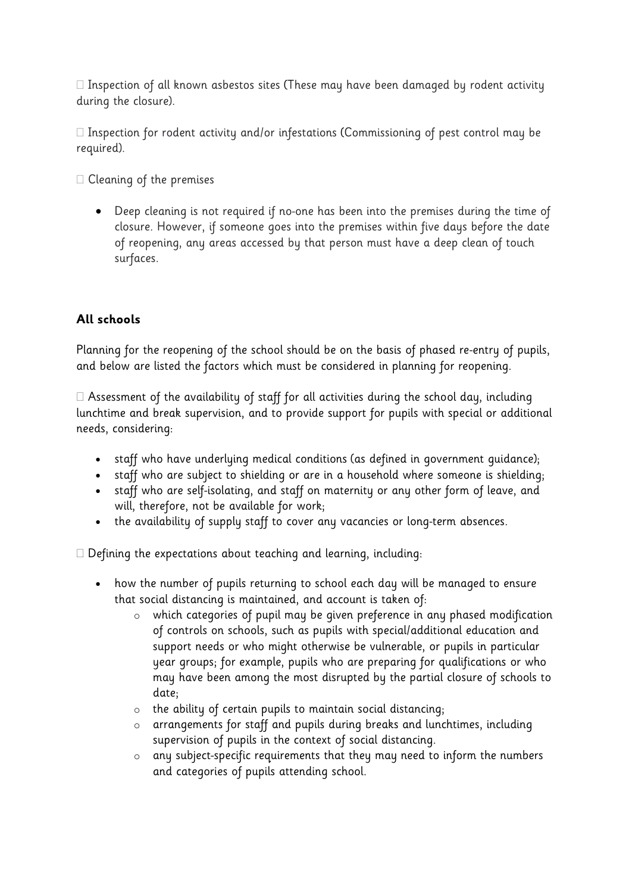Inspection of all known asbestos sites (These may have been damaged by rodent activity during the closure).

 Inspection for rodent activity and/or infestations (Commissioning of pest control may be required).

 Cleaning of the premises

- Deep cleaning is not required if no-one has been into the premises during the time of closure. However, if someone goes into the premises within five days before the date of reopening, any areas accessed by that person must have a deep clean of touch surfaces.

**All schools**

Planning for the reopening of the school should be on the basis of phased re-entry of pupils, and below are listed the factors which must be considered in planning for reopening.

 Assessment of the availability of staff for all activities during the school day, including lunchtime and break supervision, and to provide support for pupils with special or additional needs, considering:

- staff who have underlying medical conditions (as defined in government guidance);
- staff who are subject to shielding or are in a household where someone is shielding;
- staff who are self-isolating, and staff on maternity or any other form of leave, and will, therefore, not be available for work;
- the availability of supply staff to cover any vacancies or long-term absences.

 Defining the expectations about teaching and learning, including:

- how the number of pupils returning to school each day will be managed to ensure that social distancing is maintained, and account is taken of:
    - which categories of pupil may be given preference in any phased modification of controls on schools, such as pupils with special/additional education and support needs or who might otherwise be vulnerable, or pupils in particular year groups; for example, pupils who are preparing for qualifications or who may have been among the most disrupted by the partial closure of schools to date;
    - the ability of certain pupils to maintain social distancing;
    - arrangements for staff and pupils during breaks and lunchtimes, including supervision of pupils in the context of social distancing.
    - any subject-specific requirements that they may need to inform the numbers and categories of pupils attending school.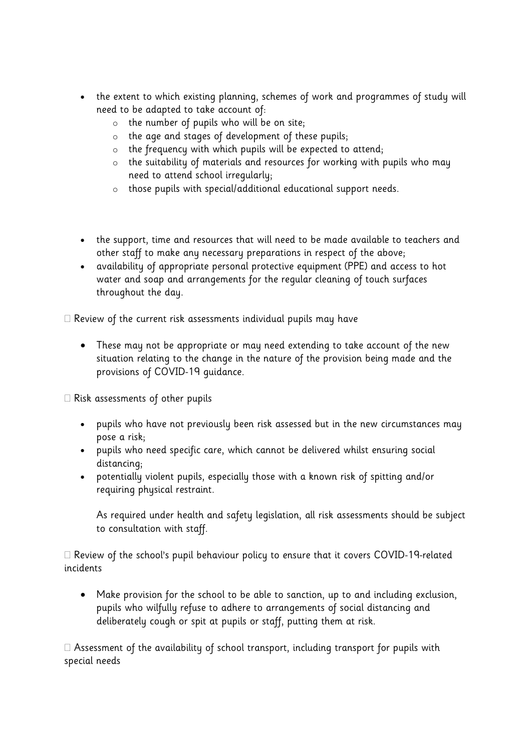- the extent to which existing planning, schemes of work and programmes of study will need to be adapted to take account of:
  - the number of pupils who will be on site;
  - the age and stages of development of these pupils;
  - the frequency with which pupils will be expected to attend;
  - the suitability of materials and resources for working with pupils who may need to attend school irregularly;
  - those pupils with special/additional educational support needs.

- the support, time and resources that will need to be made available to teachers and other staff to make any necessary preparations in respect of the above;
- availability of appropriate personal protective equipment (PPE) and access to hot water and soap and arrangements for the regular cleaning of touch surfaces throughout the day.

- Review of the current risk assessments individual pupils may have

  - These may not be appropriate or may need extending to take account of the new situation relating to the change in the nature of the provision being made and the provisions of COVID-19 guidance.

- Risk assessments of other pupils

  - pupils who have not previously been risk assessed but in the new circumstances may pose a risk;
  - pupils who need specific care, which cannot be delivered whilst ensuring social distancing;
  - potentially violent pupils, especially those with a known risk of spitting and/or requiring physical restraint.

  As required under health and safety legislation, all risk assessments should be subject to consultation with staff.

- Review of the school's pupil behaviour policy to ensure that it covers COVID-19-related incidents

  - Make provision for the school to be able to sanction, up to and including exclusion, pupils who wilfully refuse to adhere to arrangements of social distancing and deliberately cough or spit at pupils or staff, putting them at risk.

- Assessment of the availability of school transport, including transport for pupils with special needs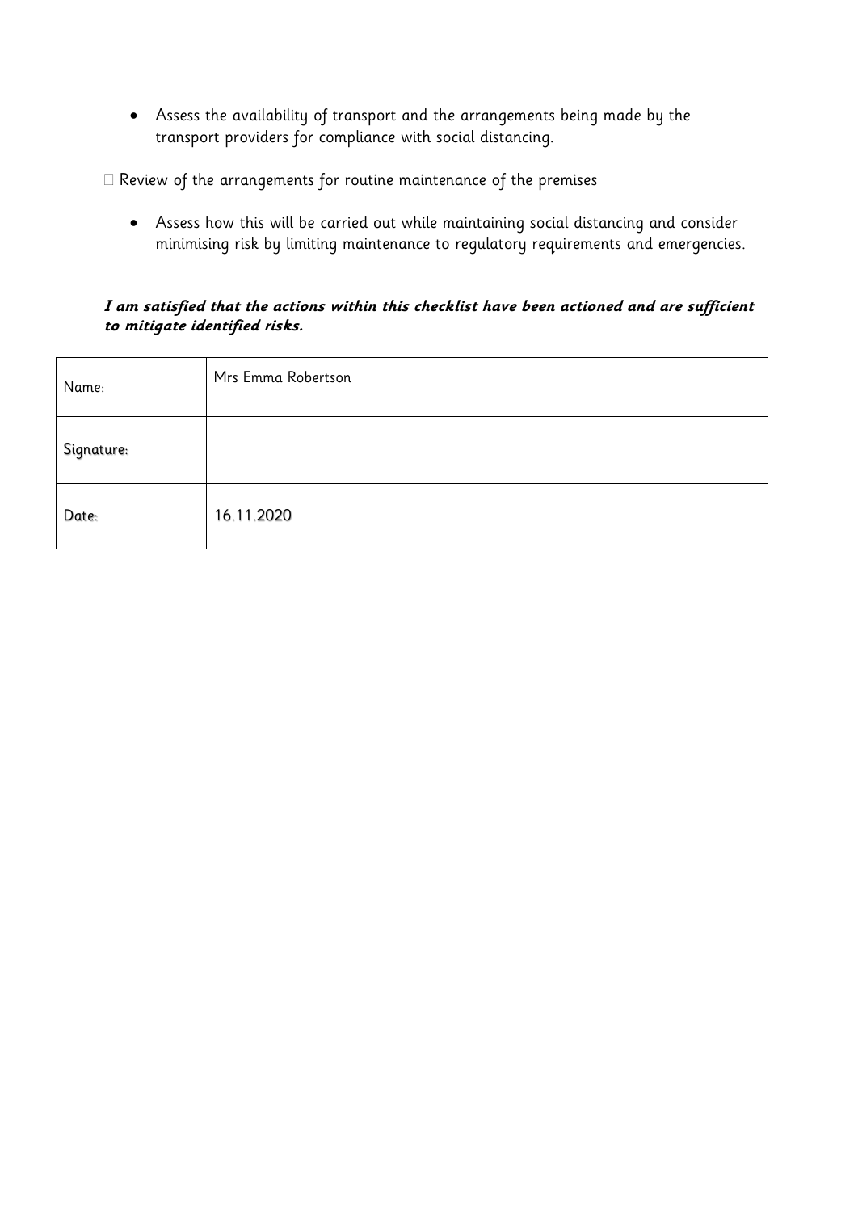- Assess the availability of transport and the arrangements being made by the transport providers for compliance with social distancing.

 Review of the arrangements for routine maintenance of the premises

- Assess how this will be carried out while maintaining social distancing and consider minimising risk by limiting maintenance to regulatory requirements and emergencies.

***I am satisfied that the actions within this checklist have been actioned and are sufficient to mitigate identified risks.***

| | |
|---|---|
| Name: | Mrs Emma Robertson |
| Signature: | |
| Date: | 16.11.2020 |